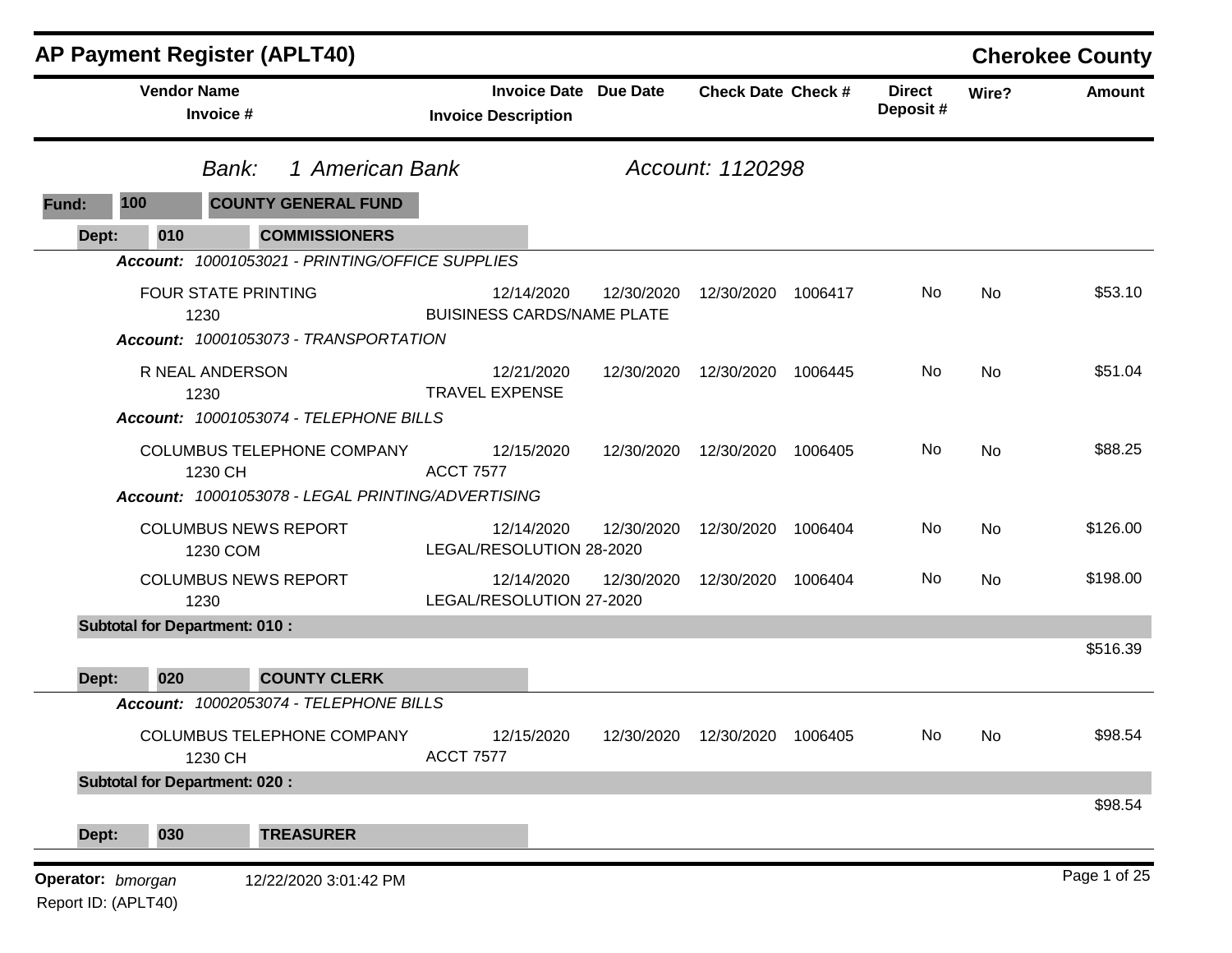# AP Payment Register (APLT40)

**Cherokee County**

**Bank:** 1 American Bank — **Account:** 1120298

**Fund:** 100 — COUNTY GENERAL FUND

## Dept: 010 — COMMISSIONERS

| Vendor Name / Invoice # | Invoice Date / Invoice Description | Due Date | Check Date | Check # | Direct Deposit # | Wire? | Amount |
|---|---|---|---|---|---|---|---|
| ***Account: 10001053021 - PRINTING/OFFICE SUPPLIES*** | | | | | | | |
| FOUR STATE PRINTING<br>1230 | 12/14/2020<br>BUISINESS CARDS/NAME PLATE | 12/30/2020 | 12/30/2020 | 1006417 | No | No | $53.10 |
| ***Account: 10001053073 - TRANSPORTATION*** | | | | | | | |
| R NEAL ANDERSON<br>1230 | 12/21/2020<br>TRAVEL EXPENSE | 12/30/2020 | 12/30/2020 | 1006445 | No | No | $51.04 |
| ***Account: 10001053074 - TELEPHONE BILLS*** | | | | | | | |
| COLUMBUS TELEPHONE COMPANY<br>1230 CH | 12/15/2020<br>ACCT 7577 | 12/30/2020 | 12/30/2020 | 1006405 | No | No | $88.25 |
| ***Account: 10001053078 - LEGAL PRINTING/ADVERTISING*** | | | | | | | |
| COLUMBUS NEWS REPORT<br>1230 COM | 12/14/2020<br>LEGAL/RESOLUTION 28-2020 | 12/30/2020 | 12/30/2020 | 1006404 | No | No | $126.00 |
| COLUMBUS NEWS REPORT<br>1230 | 12/14/2020<br>LEGAL/RESOLUTION 27-2020 | 12/30/2020 | 12/30/2020 | 1006404 | No | No | $198.00 |
| **Subtotal for Department: 010 :** | | | | | | | $516.39 |

## Dept: 020 — COUNTY CLERK

| Vendor Name / Invoice # | Invoice Date / Invoice Description | Due Date | Check Date | Check # | Direct Deposit # | Wire? | Amount |
|---|---|---|---|---|---|---|---|
| ***Account: 10002053074 - TELEPHONE BILLS*** | | | | | | | |
| COLUMBUS TELEPHONE COMPANY<br>1230 CH | 12/15/2020<br>ACCT 7577 | 12/30/2020 | 12/30/2020 | 1006405 | No | No | $98.54 |
| **Subtotal for Department: 020 :** | | | | | | | $98.54 |

## Dept: 030 — TREASURER

**Operator:** *bmorgan* 12/22/2020 3:01:42 PM

Report ID: (APLT40)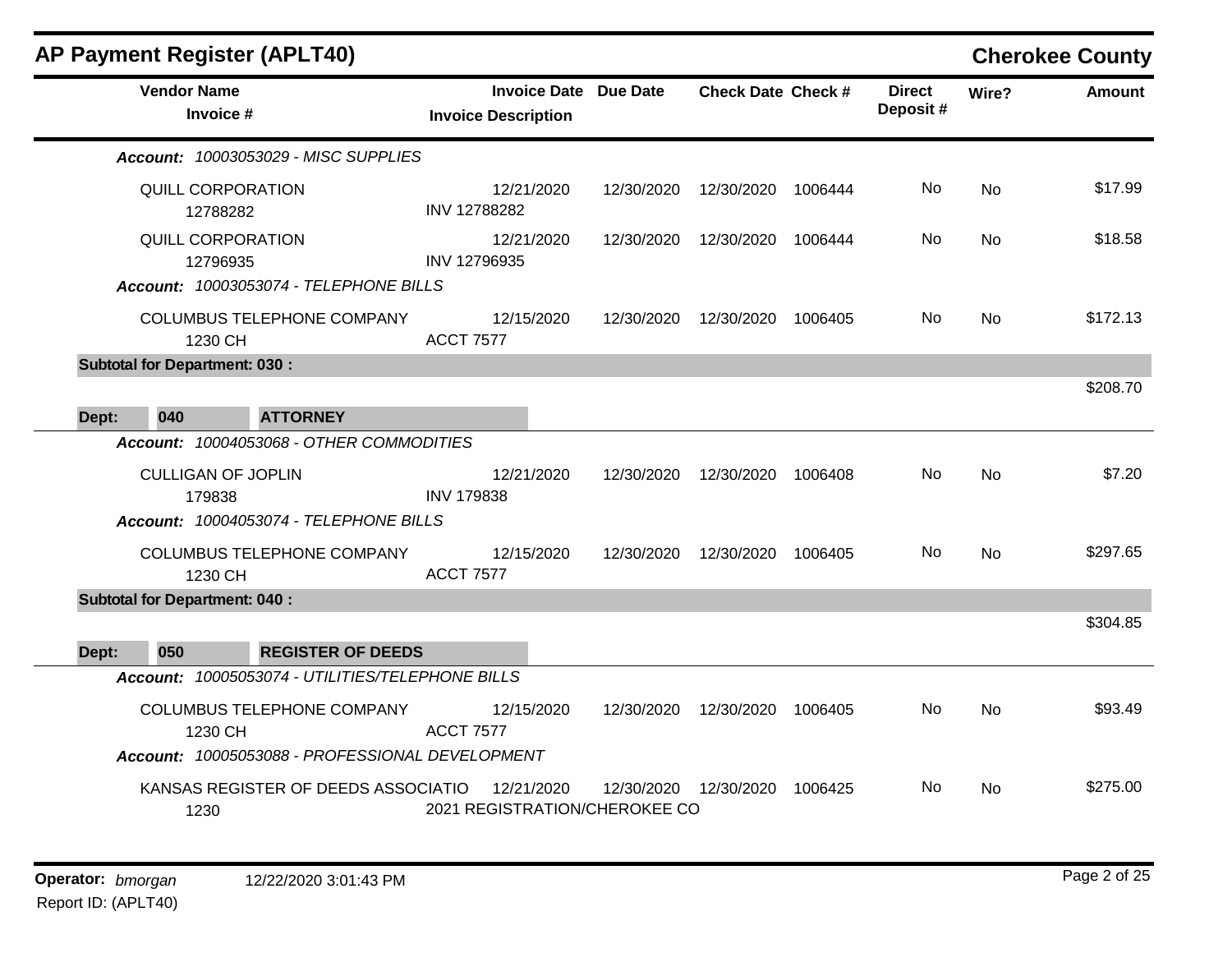## AP Payment Register (APLT40)

**Cherokee County**

| Vendor Name / Invoice # | Invoice Date / Invoice Description | Due Date | Check Date | Check # | Direct Deposit # | Wire? | Amount |
|---|---|---|---|---|---|---|---|
| ***Account:*** *10003053029 - MISC SUPPLIES* | | | | | | | |
| QUILL CORPORATION<br>12788282 | 12/21/2020<br>INV 12788282 | 12/30/2020 | 12/30/2020 | 1006444 | No | No | $17.99 |
| QUILL CORPORATION<br>12796935 | 12/21/2020<br>INV 12796935 | 12/30/2020 | 12/30/2020 | 1006444 | No | No | $18.58 |
| ***Account:*** *10003053074 - TELEPHONE BILLS* | | | | | | | |
| COLUMBUS TELEPHONE COMPANY<br>1230 CH | 12/15/2020<br>ACCT 7577 | 12/30/2020 | 12/30/2020 | 1006405 | No | No | $172.13 |
| **Subtotal for Department: 030 :** | | | | | | | $208.70 |
| **Dept: 040 ATTORNEY** | | | | | | | |
| ***Account:*** *10004053068 - OTHER COMMODITIES* | | | | | | | |
| CULLIGAN OF JOPLIN<br>179838 | 12/21/2020<br>INV 179838 | 12/30/2020 | 12/30/2020 | 1006408 | No | No | $7.20 |
| ***Account:*** *10004053074 - TELEPHONE BILLS* | | | | | | | |
| COLUMBUS TELEPHONE COMPANY<br>1230 CH | 12/15/2020<br>ACCT 7577 | 12/30/2020 | 12/30/2020 | 1006405 | No | No | $297.65 |
| **Subtotal for Department: 040 :** | | | | | | | $304.85 |
| **Dept: 050 REGISTER OF DEEDS** | | | | | | | |
| ***Account:*** *10005053074 - UTILITIES/TELEPHONE BILLS* | | | | | | | |
| COLUMBUS TELEPHONE COMPANY<br>1230 CH | 12/15/2020<br>ACCT 7577 | 12/30/2020 | 12/30/2020 | 1006405 | No | No | $93.49 |
| ***Account:*** *10005053088 - PROFESSIONAL DEVELOPMENT* | | | | | | | |
| KANSAS REGISTER OF DEEDS ASSOCIATIO<br>1230 | 12/21/2020<br>2021 REGISTRATION/CHEROKEE CO | 12/30/2020 | 12/30/2020 | 1006425 | No | No | $275.00 |

**Operator:** *bmorgan* 12/22/2020 3:01:43 PM

Report ID: (APLT40)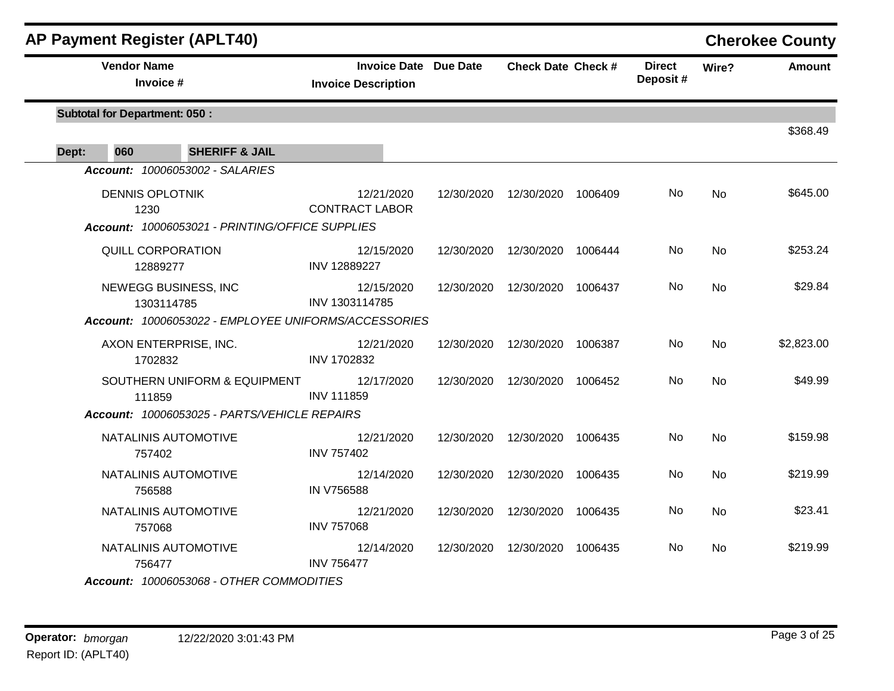# AP Payment Register (APLT40)

**Cherokee County**

| Vendor Name / Invoice # | Invoice Date / Invoice Description | Due Date | Check Date | Check # | Direct Deposit # | Wire? | Amount |
|---|---|---|---|---|---|---|---|
| **Subtotal for Department: 050 :** | | | | | | | $368.49 |
| **Dept: 060 SHERIFF & JAIL** | | | | | | | |
| *Account: 10006053002 - SALARIES* | | | | | | | |
| DENNIS OPLOTNIK<br>1230 | 12/21/2020<br>CONTRACT LABOR | 12/30/2020 | 12/30/2020 | 1006409 | No | No | $645.00 |
| *Account: 10006053021 - PRINTING/OFFICE SUPPLIES* | | | | | | | |
| QUILL CORPORATION<br>12889277 | 12/15/2020<br>INV 12889227 | 12/30/2020 | 12/30/2020 | 1006444 | No | No | $253.24 |
| NEWEGG BUSINESS, INC<br>1303114785 | 12/15/2020<br>INV 1303114785 | 12/30/2020 | 12/30/2020 | 1006437 | No | No | $29.84 |
| *Account: 10006053022 - EMPLOYEE UNIFORMS/ACCESSORIES* | | | | | | | |
| AXON ENTERPRISE, INC.<br>1702832 | 12/21/2020<br>INV 1702832 | 12/30/2020 | 12/30/2020 | 1006387 | No | No | $2,823.00 |
| SOUTHERN UNIFORM & EQUIPMENT<br>111859 | 12/17/2020<br>INV 111859 | 12/30/2020 | 12/30/2020 | 1006452 | No | No | $49.99 |
| *Account: 10006053025 - PARTS/VEHICLE REPAIRS* | | | | | | | |
| NATALINIS AUTOMOTIVE<br>757402 | 12/21/2020<br>INV 757402 | 12/30/2020 | 12/30/2020 | 1006435 | No | No | $159.98 |
| NATALINIS AUTOMOTIVE<br>756588 | 12/14/2020<br>IN V756588 | 12/30/2020 | 12/30/2020 | 1006435 | No | No | $219.99 |
| NATALINIS AUTOMOTIVE<br>757068 | 12/21/2020<br>INV 757068 | 12/30/2020 | 12/30/2020 | 1006435 | No | No | $23.41 |
| NATALINIS AUTOMOTIVE<br>756477 | 12/14/2020<br>INV 756477 | 12/30/2020 | 12/30/2020 | 1006435 | No | No | $219.99 |
| *Account: 10006053068 - OTHER COMMODITIES* | | | | | | | |

**Operator:** *bmorgan* 12/22/2020 3:01:43 PM

Report ID: (APLT40)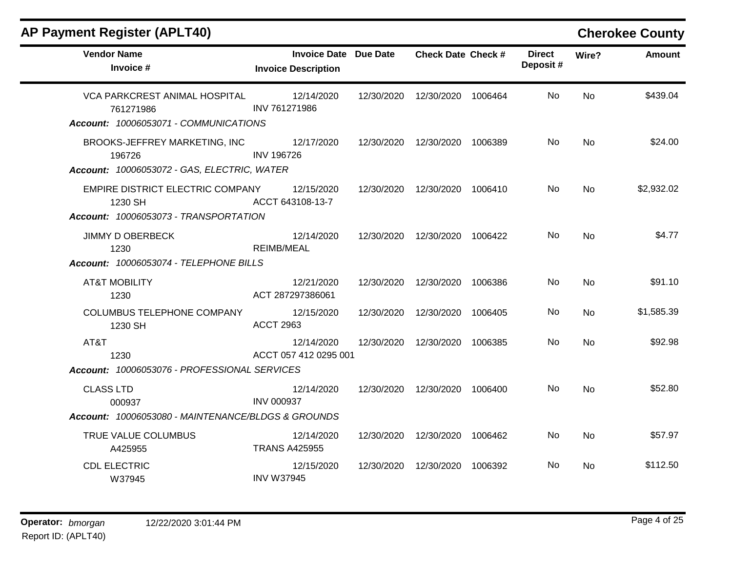## AP Payment Register (APLT40)

**Cherokee County**

| Vendor Name / Invoice # | Invoice Date / Invoice Description | Due Date | Check Date | Check # | Direct Deposit # | Wire? | Amount |
|---|---|---|---|---|---|---|---|
| VCA PARKCREST ANIMAL HOSPITAL<br>761271986 | 12/14/2020<br>INV 761271986 | 12/30/2020 | 12/30/2020 | 1006464 | No | No | $439.04 |
| ***Account:*** *10006053071 - COMMUNICATIONS* | | | | | | | |
| BROOKS-JEFFREY MARKETING, INC<br>196726 | 12/17/2020<br>INV 196726 | 12/30/2020 | 12/30/2020 | 1006389 | No | No | $24.00 |
| ***Account:*** *10006053072 - GAS, ELECTRIC, WATER* | | | | | | | |
| EMPIRE DISTRICT ELECTRIC COMPANY<br>1230 SH | 12/15/2020<br>ACCT 643108-13-7 | 12/30/2020 | 12/30/2020 | 1006410 | No | No | $2,932.02 |
| ***Account:*** *10006053073 - TRANSPORTATION* | | | | | | | |
| JIMMY D OBERBECK<br>1230 | 12/14/2020<br>REIMB/MEAL | 12/30/2020 | 12/30/2020 | 1006422 | No | No | $4.77 |
| ***Account:*** *10006053074 - TELEPHONE BILLS* | | | | | | | |
| AT&T MOBILITY<br>1230 | 12/21/2020<br>ACT 287297386061 | 12/30/2020 | 12/30/2020 | 1006386 | No | No | $91.10 |
| COLUMBUS TELEPHONE COMPANY<br>1230 SH | 12/15/2020<br>ACCT 2963 | 12/30/2020 | 12/30/2020 | 1006405 | No | No | $1,585.39 |
| AT&T<br>1230 | 12/14/2020<br>ACCT 057 412 0295 001 | 12/30/2020 | 12/30/2020 | 1006385 | No | No | $92.98 |
| ***Account:*** *10006053076 - PROFESSIONAL SERVICES* | | | | | | | |
| CLASS LTD<br>000937 | 12/14/2020<br>INV 000937 | 12/30/2020 | 12/30/2020 | 1006400 | No | No | $52.80 |
| ***Account:*** *10006053080 - MAINTENANCE/BLDGS & GROUNDS* | | | | | | | |
| TRUE VALUE COLUMBUS<br>A425955 | 12/14/2020<br>TRANS A425955 | 12/30/2020 | 12/30/2020 | 1006462 | No | No | $57.97 |
| CDL ELECTRIC<br>W37945 | 12/15/2020<br>INV W37945 | 12/30/2020 | 12/30/2020 | 1006392 | No | No | $112.50 |

**Operator:** *bmorgan* 12/22/2020 3:01:44 PM

Report ID: (APLT40)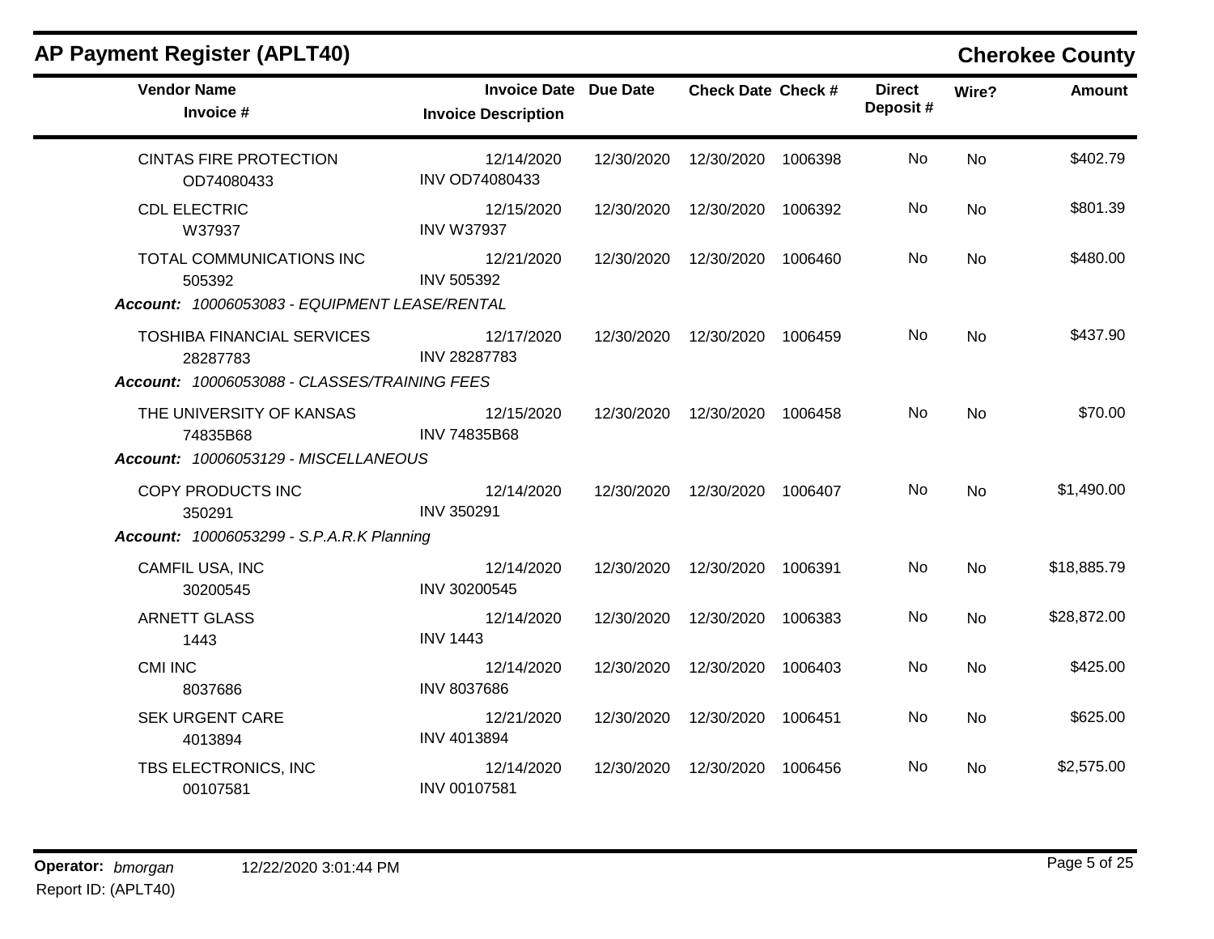## AP Payment Register (APLT40)

**Cherokee County**

| Vendor Name / Invoice # | Invoice Date / Invoice Description | Due Date | Check Date | Check # | Direct Deposit # | Wire? | Amount |
|---|---|---|---|---|---|---|---|
| CINTAS FIRE PROTECTION<br>OD74080433 | 12/14/2020<br>INV OD74080433 | 12/30/2020 | 12/30/2020 | 1006398 | No | No | $402.79 |
| CDL ELECTRIC<br>W37937 | 12/15/2020<br>INV W37937 | 12/30/2020 | 12/30/2020 | 1006392 | No | No | $801.39 |
| TOTAL COMMUNICATIONS INC<br>505392 | 12/21/2020<br>INV 505392 | 12/30/2020 | 12/30/2020 | 1006460 | No | No | $480.00 |
| ***Account:* 10006053083 - EQUIPMENT LEASE/RENTAL** | | | | | | | |
| TOSHIBA FINANCIAL SERVICES<br>28287783 | 12/17/2020<br>INV 28287783 | 12/30/2020 | 12/30/2020 | 1006459 | No | No | $437.90 |
| ***Account:* 10006053088 - CLASSES/TRAINING FEES** | | | | | | | |
| THE UNIVERSITY OF KANSAS<br>74835B68 | 12/15/2020<br>INV 74835B68 | 12/30/2020 | 12/30/2020 | 1006458 | No | No | $70.00 |
| ***Account:* 10006053129 - MISCELLANEOUS** | | | | | | | |
| COPY PRODUCTS INC<br>350291 | 12/14/2020<br>INV 350291 | 12/30/2020 | 12/30/2020 | 1006407 | No | No | $1,490.00 |
| ***Account:* 10006053299 - S.P.A.R.K Planning** | | | | | | | |
| CAMFIL USA, INC<br>30200545 | 12/14/2020<br>INV 30200545 | 12/30/2020 | 12/30/2020 | 1006391 | No | No | $18,885.79 |
| ARNETT GLASS<br>1443 | 12/14/2020<br>INV 1443 | 12/30/2020 | 12/30/2020 | 1006383 | No | No | $28,872.00 |
| CMI INC<br>8037686 | 12/14/2020<br>INV 8037686 | 12/30/2020 | 12/30/2020 | 1006403 | No | No | $425.00 |
| SEK URGENT CARE<br>4013894 | 12/21/2020<br>INV 4013894 | 12/30/2020 | 12/30/2020 | 1006451 | No | No | $625.00 |
| TBS ELECTRONICS, INC<br>00107581 | 12/14/2020<br>INV 00107581 | 12/30/2020 | 12/30/2020 | 1006456 | No | No | $2,575.00 |

**Operator:** *bmorgan* 12/22/2020 3:01:44 PM

Report ID: (APLT40)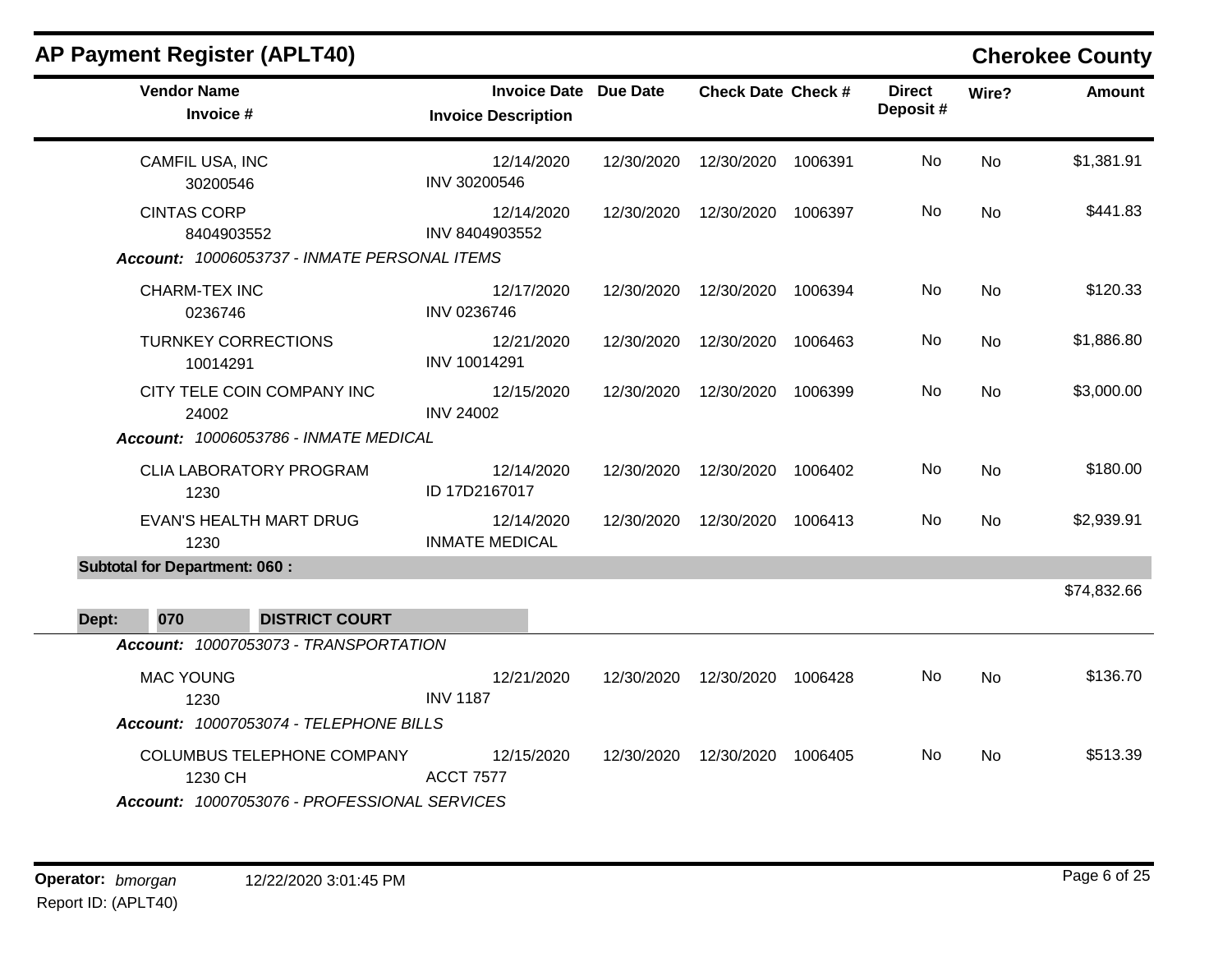## AP Payment Register (APLT40)

**Cherokee County**

| Vendor Name / Invoice # | Invoice Date / Invoice Description | Due Date | Check Date | Check # | Direct Deposit # | Wire? | Amount |
|---|---|---|---|---|---|---|---|
| CAMFIL USA, INC<br>30200546 | 12/14/2020<br>INV 30200546 | 12/30/2020 | 12/30/2020 | 1006391 | No | No | $1,381.91 |
| CINTAS CORP<br>8404903552 | 12/14/2020<br>INV 8404903552 | 12/30/2020 | 12/30/2020 | 1006397 | No | No | $441.83 |
| ***Account:** 10006053737 - INMATE PERSONAL ITEMS* | | | | | | | |
| CHARM-TEX INC<br>0236746 | 12/17/2020<br>INV 0236746 | 12/30/2020 | 12/30/2020 | 1006394 | No | No | $120.33 |
| TURNKEY CORRECTIONS<br>10014291 | 12/21/2020<br>INV 10014291 | 12/30/2020 | 12/30/2020 | 1006463 | No | No | $1,886.80 |
| CITY TELE COIN COMPANY INC<br>24002 | 12/15/2020<br>INV 24002 | 12/30/2020 | 12/30/2020 | 1006399 | No | No | $3,000.00 |
| ***Account:** 10006053786 - INMATE MEDICAL* | | | | | | | |
| CLIA LABORATORY PROGRAM<br>1230 | 12/14/2020<br>ID 17D2167017 | 12/30/2020 | 12/30/2020 | 1006402 | No | No | $180.00 |
| EVAN'S HEALTH MART DRUG<br>1230 | 12/14/2020<br>INMATE MEDICAL | 12/30/2020 | 12/30/2020 | 1006413 | No | No | $2,939.91 |
| **Subtotal for Department: 060 :** | | | | | | | $74,832.66 |

**Dept: 070 DISTRICT COURT**

| Vendor Name / Invoice # | Invoice Date / Invoice Description | Due Date | Check Date | Check # | Direct Deposit # | Wire? | Amount |
|---|---|---|---|---|---|---|---|
| ***Account:** 10007053073 - TRANSPORTATION* | | | | | | | |
| MAC YOUNG<br>1230 | 12/21/2020<br>INV 1187 | 12/30/2020 | 12/30/2020 | 1006428 | No | No | $136.70 |
| ***Account:** 10007053074 - TELEPHONE BILLS* | | | | | | | |
| COLUMBUS TELEPHONE COMPANY<br>1230 CH | 12/15/2020<br>ACCT 7577 | 12/30/2020 | 12/30/2020 | 1006405 | No | No | $513.39 |
| ***Account:** 10007053076 - PROFESSIONAL SERVICES* | | | | | | | |

**Operator:** *bmorgan* 12/22/2020 3:01:45 PM
Report ID: (APLT40)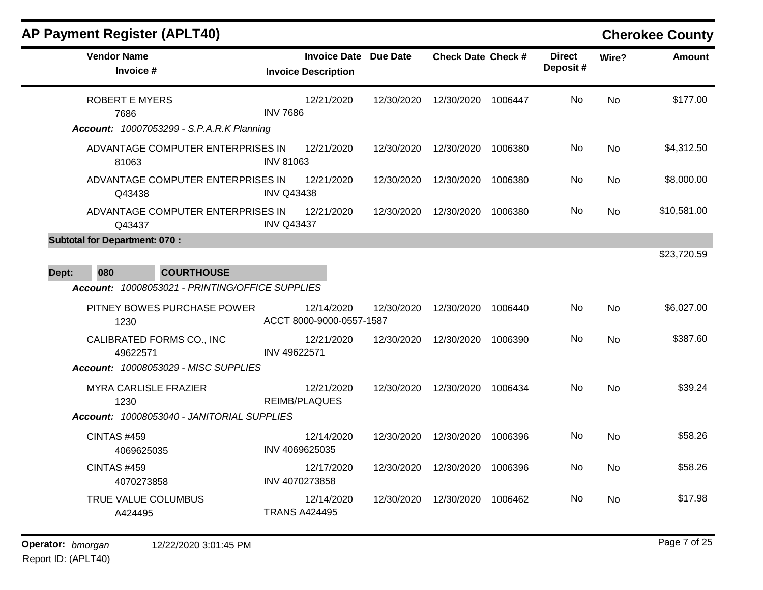## AP Payment Register (APLT40)

**Cherokee County**

| Vendor Name / Invoice # | Invoice Date / Invoice Description | Due Date | Check Date | Check # | Direct Deposit # | Wire? | Amount |
|---|---|---|---|---|---|---|---|
| ROBERT E MYERS<br>7686 | 12/21/2020<br>INV 7686 | 12/30/2020 | 12/30/2020 | 1006447 | No | No | $177.00 |
| ***Account:*** *10007053299 - S.P.A.R.K Planning* | | | | | | | |
| ADVANTAGE COMPUTER ENTERPRISES IN<br>81063 | 12/21/2020<br>INV 81063 | 12/30/2020 | 12/30/2020 | 1006380 | No | No | $4,312.50 |
| ADVANTAGE COMPUTER ENTERPRISES IN<br>Q43438 | 12/21/2020<br>INV Q43438 | 12/30/2020 | 12/30/2020 | 1006380 | No | No | $8,000.00 |
| ADVANTAGE COMPUTER ENTERPRISES IN<br>Q43437 | 12/21/2020<br>INV Q43437 | 12/30/2020 | 12/30/2020 | 1006380 | No | No | $10,581.00 |
| **Subtotal for Department: 070 :** | | | | | | | $23,720.59 |
| **Dept: 080 COURTHOUSE** | | | | | | | |
| ***Account:*** *10008053021 - PRINTING/OFFICE SUPPLIES* | | | | | | | |
| PITNEY BOWES PURCHASE POWER<br>1230 | 12/14/2020<br>ACCT 8000-9000-0557-1587 | 12/30/2020 | 12/30/2020 | 1006440 | No | No | $6,027.00 |
| CALIBRATED FORMS CO., INC<br>49622571 | 12/21/2020<br>INV 49622571 | 12/30/2020 | 12/30/2020 | 1006390 | No | No | $387.60 |
| ***Account:*** *10008053029 - MISC SUPPLIES* | | | | | | | |
| MYRA CARLISLE FRAZIER<br>1230 | 12/21/2020<br>REIMB/PLAQUES | 12/30/2020 | 12/30/2020 | 1006434 | No | No | $39.24 |
| ***Account:*** *10008053040 - JANITORIAL SUPPLIES* | | | | | | | |
| CINTAS #459<br>4069625035 | 12/14/2020<br>INV 4069625035 | 12/30/2020 | 12/30/2020 | 1006396 | No | No | $58.26 |
| CINTAS #459<br>4070273858 | 12/17/2020<br>INV 4070273858 | 12/30/2020 | 12/30/2020 | 1006396 | No | No | $58.26 |
| TRUE VALUE COLUMBUS<br>A424495 | 12/14/2020<br>TRANS A424495 | 12/30/2020 | 12/30/2020 | 1006462 | No | No | $17.98 |

**Operator:** *bmorgan* 12/22/2020 3:01:45 PM

Report ID: (APLT40)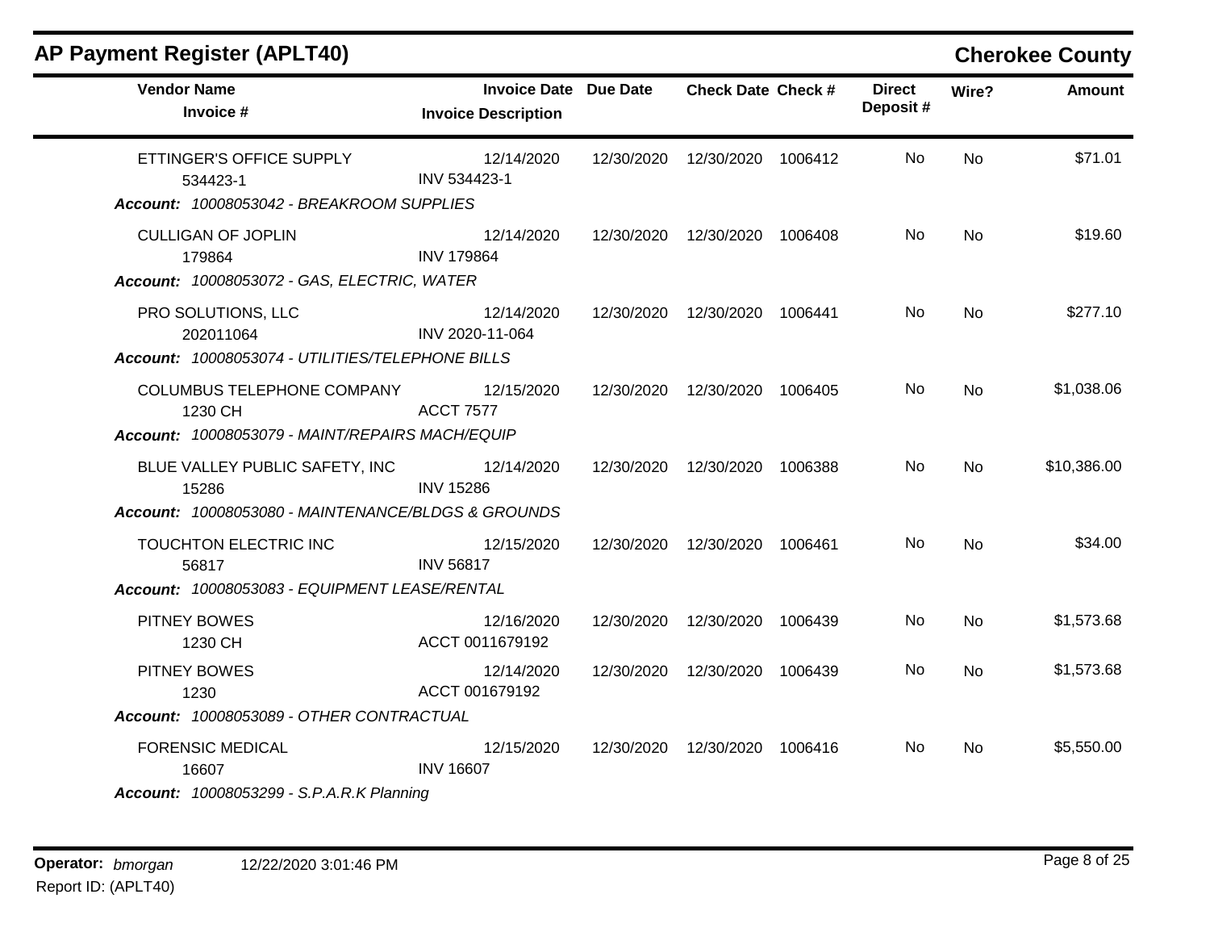# AP Payment Register (APLT40)

**Cherokee County**

| Vendor Name / Invoice # | Invoice Date / Invoice Description | Due Date | Check Date | Check # | Direct Deposit # | Wire? | Amount |
|---|---|---|---|---|---|---|---|
| ETTINGER'S OFFICE SUPPLY<br>534423-1 | 12/14/2020<br>INV 534423-1 | 12/30/2020 | 12/30/2020 | 1006412 | No | No | $71.01 |
| ***Account:*** *10008053042 - BREAKROOM SUPPLIES* | | | | | | | |
| CULLIGAN OF JOPLIN<br>179864 | 12/14/2020<br>INV 179864 | 12/30/2020 | 12/30/2020 | 1006408 | No | No | $19.60 |
| ***Account:*** *10008053072 - GAS, ELECTRIC, WATER* | | | | | | | |
| PRO SOLUTIONS, LLC<br>202011064 | 12/14/2020<br>INV 2020-11-064 | 12/30/2020 | 12/30/2020 | 1006441 | No | No | $277.10 |
| ***Account:*** *10008053074 - UTILITIES/TELEPHONE BILLS* | | | | | | | |
| COLUMBUS TELEPHONE COMPANY<br>1230 CH | 12/15/2020<br>ACCT 7577 | 12/30/2020 | 12/30/2020 | 1006405 | No | No | $1,038.06 |
| ***Account:*** *10008053079 - MAINT/REPAIRS MACH/EQUIP* | | | | | | | |
| BLUE VALLEY PUBLIC SAFETY, INC<br>15286 | 12/14/2020<br>INV 15286 | 12/30/2020 | 12/30/2020 | 1006388 | No | No | $10,386.00 |
| ***Account:*** *10008053080 - MAINTENANCE/BLDGS & GROUNDS* | | | | | | | |
| TOUCHTON ELECTRIC INC<br>56817 | 12/15/2020<br>INV 56817 | 12/30/2020 | 12/30/2020 | 1006461 | No | No | $34.00 |
| ***Account:*** *10008053083 - EQUIPMENT LEASE/RENTAL* | | | | | | | |
| PITNEY BOWES<br>1230 CH | 12/16/2020<br>ACCT 0011679192 | 12/30/2020 | 12/30/2020 | 1006439 | No | No | $1,573.68 |
| PITNEY BOWES<br>1230 | 12/14/2020<br>ACCT 001679192 | 12/30/2020 | 12/30/2020 | 1006439 | No | No | $1,573.68 |
| ***Account:*** *10008053089 - OTHER CONTRACTUAL* | | | | | | | |
| FORENSIC MEDICAL<br>16607 | 12/15/2020<br>INV 16607 | 12/30/2020 | 12/30/2020 | 1006416 | No | No | $5,550.00 |
| ***Account:*** *10008053299 - S.P.A.R.K Planning* | | | | | | | |

**Operator:** *bmorgan* 12/22/2020 3:01:46 PM

Report ID: (APLT40)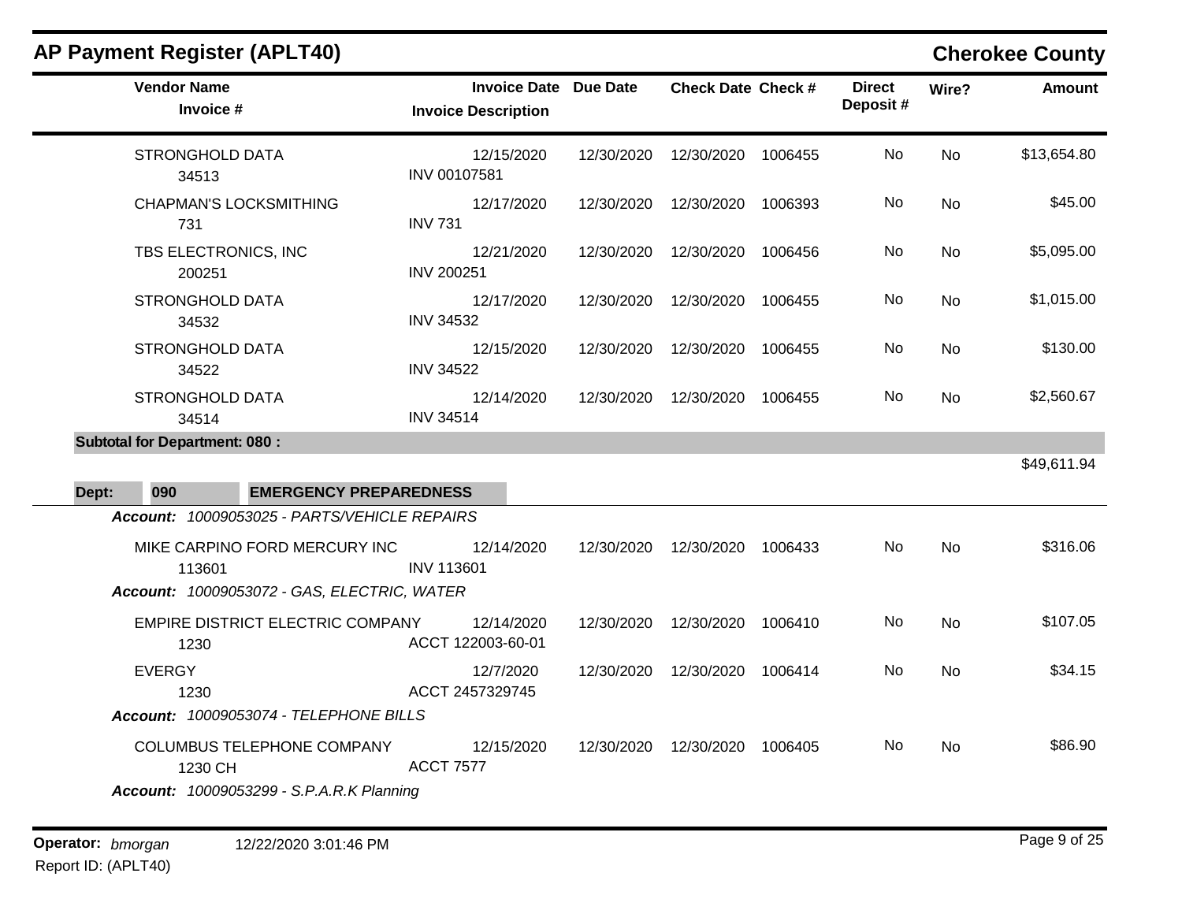## AP Payment Register (APLT40)

**Cherokee County**

| Vendor Name / Invoice # | Invoice Date / Invoice Description | Due Date | Check Date | Check # | Direct Deposit # | Wire? | Amount |
|---|---|---|---|---|---|---|---|
| STRONGHOLD DATA<br>34513 | 12/15/2020<br>INV 00107581 | 12/30/2020 | 12/30/2020 | 1006455 | No | No | $13,654.80 |
| CHAPMAN'S LOCKSMITHING<br>731 | 12/17/2020<br>INV 731 | 12/30/2020 | 12/30/2020 | 1006393 | No | No | $45.00 |
| TBS ELECTRONICS, INC<br>200251 | 12/21/2020<br>INV 200251 | 12/30/2020 | 12/30/2020 | 1006456 | No | No | $5,095.00 |
| STRONGHOLD DATA<br>34532 | 12/17/2020<br>INV 34532 | 12/30/2020 | 12/30/2020 | 1006455 | No | No | $1,015.00 |
| STRONGHOLD DATA<br>34522 | 12/15/2020<br>INV 34522 | 12/30/2020 | 12/30/2020 | 1006455 | No | No | $130.00 |
| STRONGHOLD DATA<br>34514 | 12/14/2020<br>INV 34514 | 12/30/2020 | 12/30/2020 | 1006455 | No | No | $2,560.67 |
| **Subtotal for Department: 080 :** | | | | | | | $49,611.94 |

**Dept: 090 EMERGENCY PREPAREDNESS**

| Vendor Name / Invoice # | Invoice Date / Invoice Description | Due Date | Check Date | Check # | Direct Deposit # | Wire? | Amount |
|---|---|---|---|---|---|---|---|
| ***Account: 10009053025 - PARTS/VEHICLE REPAIRS*** | | | | | | | |
| MIKE CARPINO FORD MERCURY INC<br>113601 | 12/14/2020<br>INV 113601 | 12/30/2020 | 12/30/2020 | 1006433 | No | No | $316.06 |
| ***Account: 10009053072 - GAS, ELECTRIC, WATER*** | | | | | | | |
| EMPIRE DISTRICT ELECTRIC COMPANY<br>1230 | 12/14/2020<br>ACCT 122003-60-01 | 12/30/2020 | 12/30/2020 | 1006410 | No | No | $107.05 |
| EVERGY<br>1230 | 12/7/2020<br>ACCT 2457329745 | 12/30/2020 | 12/30/2020 | 1006414 | No | No | $34.15 |
| ***Account: 10009053074 - TELEPHONE BILLS*** | | | | | | | |
| COLUMBUS TELEPHONE COMPANY<br>1230 CH | 12/15/2020<br>ACCT 7577 | 12/30/2020 | 12/30/2020 | 1006405 | No | No | $86.90 |
| ***Account: 10009053299 - S.P.A.R.K Planning*** | | | | | | | |

**Operator:** *bmorgan* 12/22/2020 3:01:46 PM

Report ID: (APLT40)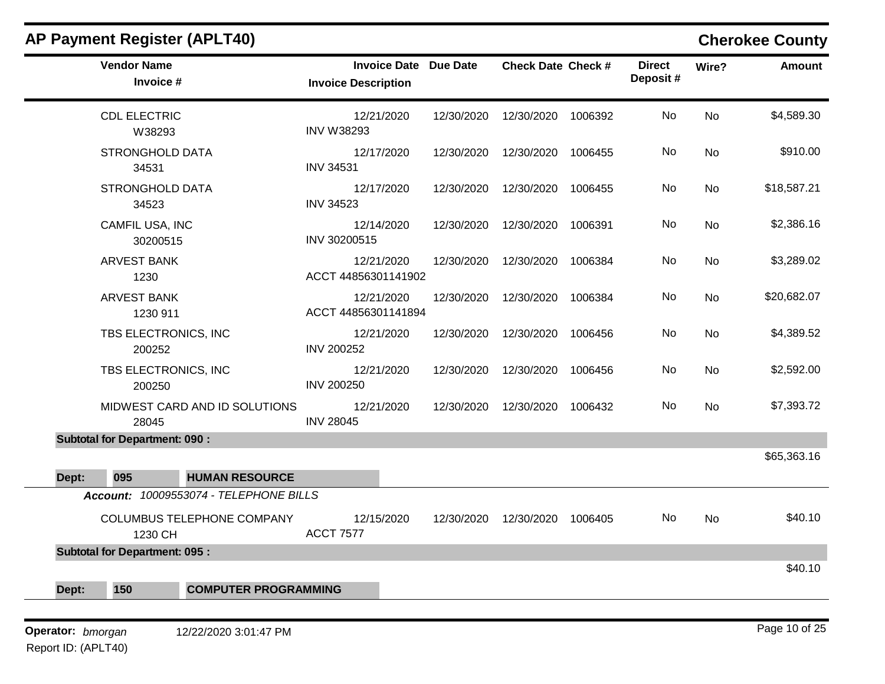## AP Payment Register (APLT40)

**Cherokee County**

| Vendor Name / Invoice # | Invoice Date / Invoice Description | Due Date | Check Date | Check # | Direct Deposit # | Wire? | Amount |
|---|---|---|---|---|---|---|---|
| CDL ELECTRIC<br>W38293 | 12/21/2020<br>INV W38293 | 12/30/2020 | 12/30/2020 | 1006392 | No | No | $4,589.30 |
| STRONGHOLD DATA<br>34531 | 12/17/2020<br>INV 34531 | 12/30/2020 | 12/30/2020 | 1006455 | No | No | $910.00 |
| STRONGHOLD DATA<br>34523 | 12/17/2020<br>INV 34523 | 12/30/2020 | 12/30/2020 | 1006455 | No | No | $18,587.21 |
| CAMFIL USA, INC<br>30200515 | 12/14/2020<br>INV 30200515 | 12/30/2020 | 12/30/2020 | 1006391 | No | No | $2,386.16 |
| ARVEST BANK<br>1230 | 12/21/2020<br>ACCT 44856301141902 | 12/30/2020 | 12/30/2020 | 1006384 | No | No | $3,289.02 |
| ARVEST BANK<br>1230 911 | 12/21/2020<br>ACCT 44856301141894 | 12/30/2020 | 12/30/2020 | 1006384 | No | No | $20,682.07 |
| TBS ELECTRONICS, INC<br>200252 | 12/21/2020<br>INV 200252 | 12/30/2020 | 12/30/2020 | 1006456 | No | No | $4,389.52 |
| TBS ELECTRONICS, INC<br>200250 | 12/21/2020<br>INV 200250 | 12/30/2020 | 12/30/2020 | 1006456 | No | No | $2,592.00 |
| MIDWEST CARD AND ID SOLUTIONS<br>28045 | 12/21/2020<br>INV 28045 | 12/30/2020 | 12/30/2020 | 1006432 | No | No | $7,393.72 |
| **Subtotal for Department: 090 :** | | | | | | | $65,363.16 |

**Dept: 095 HUMAN RESOURCE**

***Account:*** *10009553074 - TELEPHONE BILLS*

| Vendor Name / Invoice # | Invoice Date / Invoice Description | Due Date | Check Date | Check # | Direct Deposit # | Wire? | Amount |
|---|---|---|---|---|---|---|---|
| COLUMBUS TELEPHONE COMPANY<br>1230 CH | 12/15/2020<br>ACCT 7577 | 12/30/2020 | 12/30/2020 | 1006405 | No | No | $40.10 |
| **Subtotal for Department: 095 :** | | | | | | | $40.10 |

**Dept: 150 COMPUTER PROGRAMMING**

**Operator:** *bmorgan* 12/22/2020 3:01:47 PM
Report ID: (APLT40)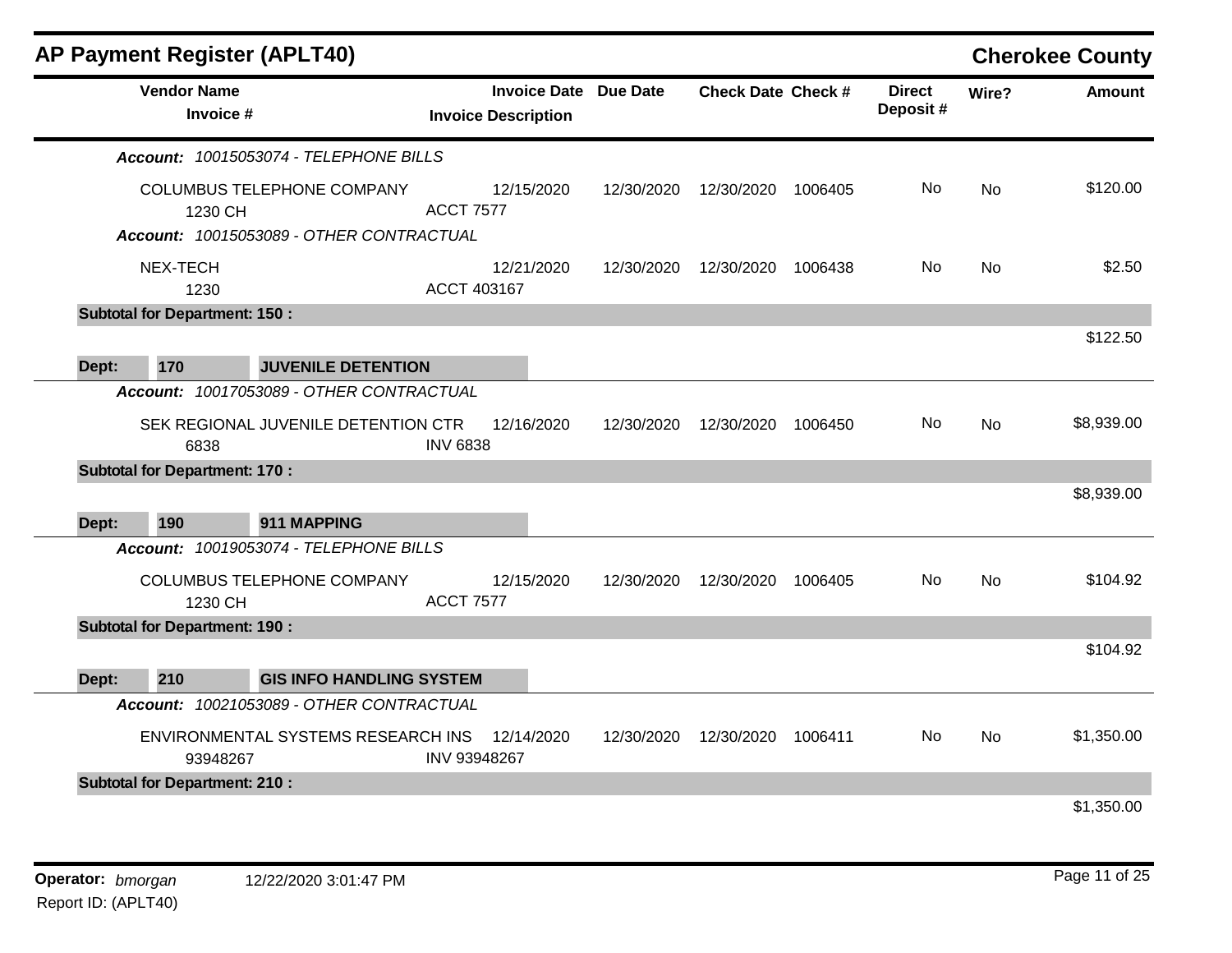## AP Payment Register (APLT40)

**Cherokee County**

| Vendor Name / Invoice # | Invoice Date / Invoice Description | Due Date | Check Date | Check # | Direct Deposit # | Wire? | Amount |
|---|---|---|---|---|---|---|---|
| ***Account:*** *10015053074 - TELEPHONE BILLS* | | | | | | | |
| COLUMBUS TELEPHONE COMPANY<br>1230 CH | 12/15/2020<br>ACCT 7577 | 12/30/2020 | 12/30/2020 | 1006405 | No | No | $120.00 |
| ***Account:*** *10015053089 - OTHER CONTRACTUAL* | | | | | | | |
| NEX-TECH<br>1230 | 12/21/2020<br>ACCT 403167 | 12/30/2020 | 12/30/2020 | 1006438 | No | No | $2.50 |
| **Subtotal for Department: 150 :** | | | | | | | $122.50 |
| **Dept: 170 JUVENILE DETENTION** | | | | | | | |
| ***Account:*** *10017053089 - OTHER CONTRACTUAL* | | | | | | | |
| SEK REGIONAL JUVENILE DETENTION CTR<br>6838 | 12/16/2020<br>INV 6838 | 12/30/2020 | 12/30/2020 | 1006450 | No | No | $8,939.00 |
| **Subtotal for Department: 170 :** | | | | | | | $8,939.00 |
| **Dept: 190 911 MAPPING** | | | | | | | |
| ***Account:*** *10019053074 - TELEPHONE BILLS* | | | | | | | |
| COLUMBUS TELEPHONE COMPANY<br>1230 CH | 12/15/2020<br>ACCT 7577 | 12/30/2020 | 12/30/2020 | 1006405 | No | No | $104.92 |
| **Subtotal for Department: 190 :** | | | | | | | $104.92 |
| **Dept: 210 GIS INFO HANDLING SYSTEM** | | | | | | | |
| ***Account:*** *10021053089 - OTHER CONTRACTUAL* | | | | | | | |
| ENVIRONMENTAL SYSTEMS RESEARCH INS<br>93948267 | 12/14/2020<br>INV 93948267 | 12/30/2020 | 12/30/2020 | 1006411 | No | No | $1,350.00 |
| **Subtotal for Department: 210 :** | | | | | | | $1,350.00 |

**Operator:** *bmorgan* 12/22/2020 3:01:47 PM

Report ID: (APLT40)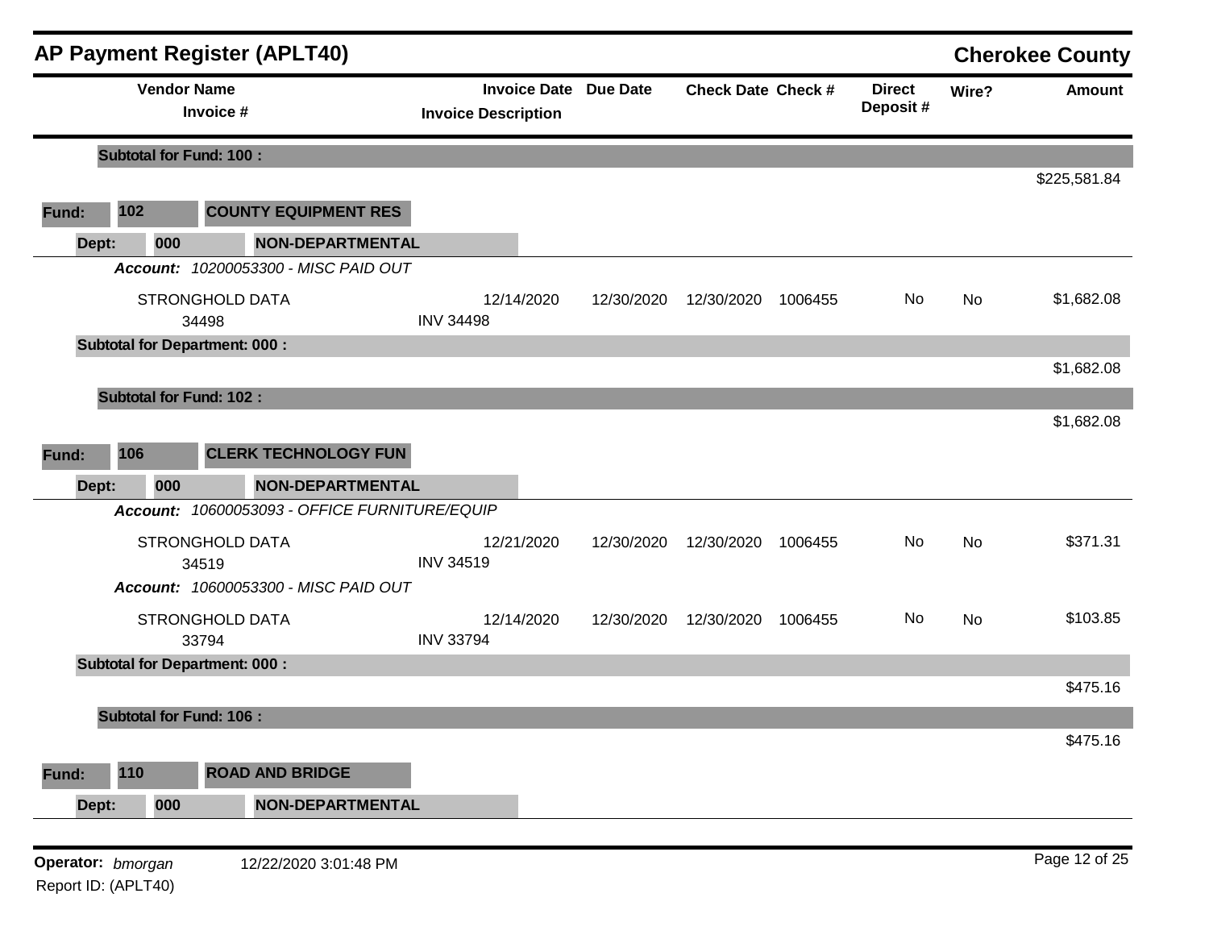# AP Payment Register (APLT40)

**Cherokee County**

| Vendor Name / Invoice # | Invoice Date / Invoice Description | Due Date | Check Date | Check # | Direct Deposit # | Wire? | Amount |
|---|---|---|---|---|---|---|---|
| **Subtotal for Fund: 100 :** | | | | | | | $225,581.84 |
| **Fund: 102 COUNTY EQUIPMENT RES** | | | | | | | |
| **Dept: 000 NON-DEPARTMENTAL** | | | | | | | |
| ***Account: 10200053300 - MISC PAID OUT*** | | | | | | | |
| STRONGHOLD DATA<br>34498 | 12/14/2020<br>INV 34498 | 12/30/2020 | 12/30/2020 | 1006455 | No | No | $1,682.08 |
| **Subtotal for Department: 000 :** | | | | | | | $1,682.08 |
| **Subtotal for Fund: 102 :** | | | | | | | $1,682.08 |
| **Fund: 106 CLERK TECHNOLOGY FUN** | | | | | | | |
| **Dept: 000 NON-DEPARTMENTAL** | | | | | | | |
| ***Account: 10600053093 - OFFICE FURNITURE/EQUIP*** | | | | | | | |
| STRONGHOLD DATA<br>34519 | 12/21/2020<br>INV 34519 | 12/30/2020 | 12/30/2020 | 1006455 | No | No | $371.31 |
| ***Account: 10600053300 - MISC PAID OUT*** | | | | | | | |
| STRONGHOLD DATA<br>33794 | 12/14/2020<br>INV 33794 | 12/30/2020 | 12/30/2020 | 1006455 | No | No | $103.85 |
| **Subtotal for Department: 000 :** | | | | | | | $475.16 |
| **Subtotal for Fund: 106 :** | | | | | | | $475.16 |
| **Fund: 110 ROAD AND BRIDGE** | | | | | | | |
| **Dept: 000 NON-DEPARTMENTAL** | | | | | | | |

**Operator:** *bmorgan* 12/22/2020 3:01:48 PM

Report ID: (APLT40)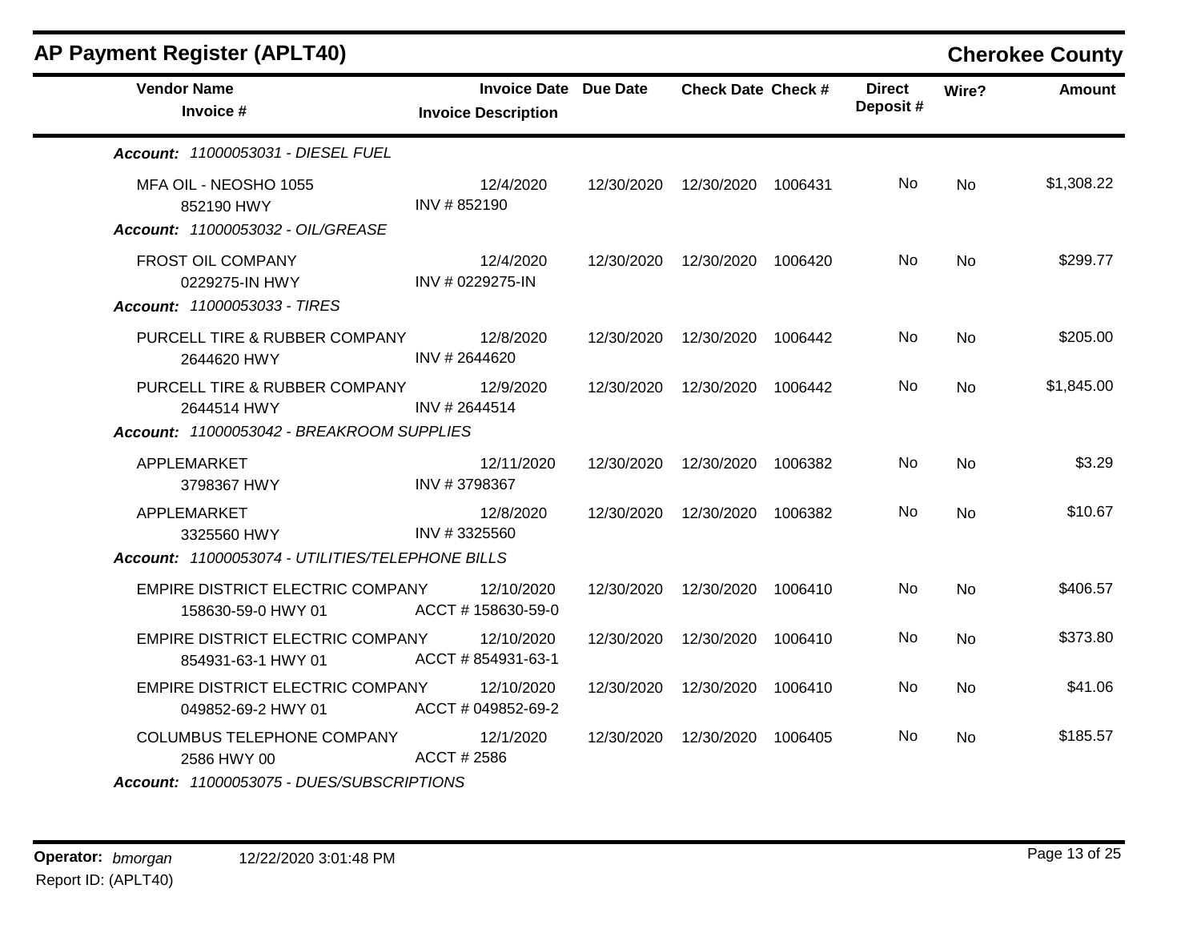# AP Payment Register (APLT40)

**Cherokee County**

| Vendor Name / Invoice # | Invoice Date / Invoice Description | Due Date | Check Date | Check # | Direct Deposit # | Wire? | Amount |
|---|---|---|---|---|---|---|---|
| ***Account: 11000053031 - DIESEL FUEL*** | | | | | | | |
| MFA OIL - NEOSHO 1055<br>852190 HWY | 12/4/2020<br>INV # 852190 | 12/30/2020 | 12/30/2020 | 1006431 | No | No | $1,308.22 |
| ***Account: 11000053032 - OIL/GREASE*** | | | | | | | |
| FROST OIL COMPANY<br>0229275-IN HWY | 12/4/2020<br>INV # 0229275-IN | 12/30/2020 | 12/30/2020 | 1006420 | No | No | $299.77 |
| ***Account: 11000053033 - TIRES*** | | | | | | | |
| PURCELL TIRE & RUBBER COMPANY<br>2644620 HWY | 12/8/2020<br>INV # 2644620 | 12/30/2020 | 12/30/2020 | 1006442 | No | No | $205.00 |
| PURCELL TIRE & RUBBER COMPANY<br>2644514 HWY | 12/9/2020<br>INV # 2644514 | 12/30/2020 | 12/30/2020 | 1006442 | No | No | $1,845.00 |
| ***Account: 11000053042 - BREAKROOM SUPPLIES*** | | | | | | | |
| APPLEMARKET<br>3798367 HWY | 12/11/2020<br>INV # 3798367 | 12/30/2020 | 12/30/2020 | 1006382 | No | No | $3.29 |
| APPLEMARKET<br>3325560 HWY | 12/8/2020<br>INV # 3325560 | 12/30/2020 | 12/30/2020 | 1006382 | No | No | $10.67 |
| ***Account: 11000053074 - UTILITIES/TELEPHONE BILLS*** | | | | | | | |
| EMPIRE DISTRICT ELECTRIC COMPANY<br>158630-59-0 HWY 01 | 12/10/2020<br>ACCT # 158630-59-0 | 12/30/2020 | 12/30/2020 | 1006410 | No | No | $406.57 |
| EMPIRE DISTRICT ELECTRIC COMPANY<br>854931-63-1 HWY 01 | 12/10/2020<br>ACCT # 854931-63-1 | 12/30/2020 | 12/30/2020 | 1006410 | No | No | $373.80 |
| EMPIRE DISTRICT ELECTRIC COMPANY<br>049852-69-2 HWY 01 | 12/10/2020<br>ACCT # 049852-69-2 | 12/30/2020 | 12/30/2020 | 1006410 | No | No | $41.06 |
| COLUMBUS TELEPHONE COMPANY<br>2586 HWY 00 | 12/1/2020<br>ACCT # 2586 | 12/30/2020 | 12/30/2020 | 1006405 | No | No | $185.57 |
| ***Account: 11000053075 - DUES/SUBSCRIPTIONS*** | | | | | | | |

**Operator:** *bmorgan* 12/22/2020 3:01:48 PM
Report ID: (APLT40)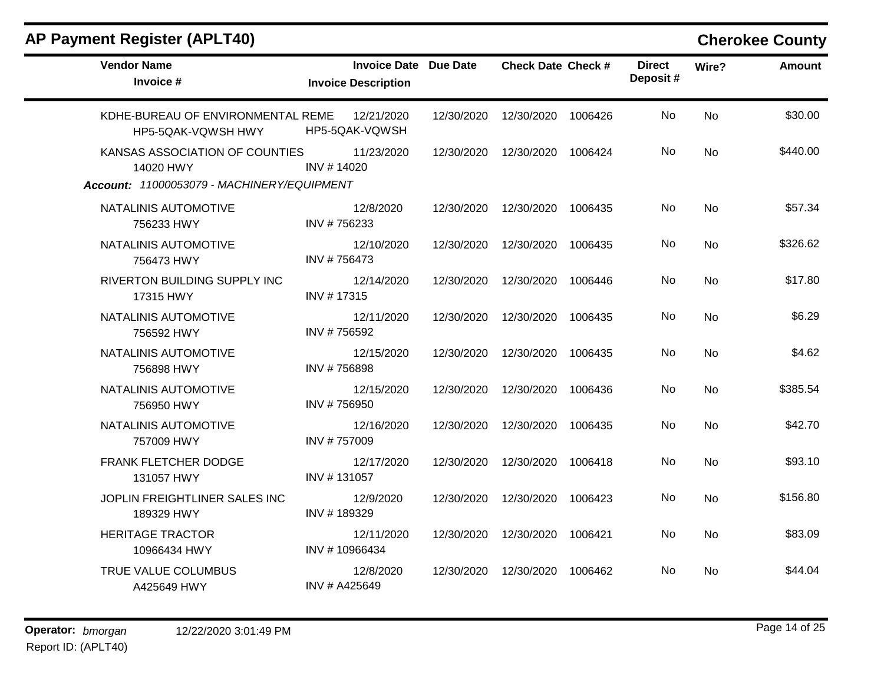## AP Payment Register (APLT40)

**Cherokee County**

| Vendor Name / Invoice # | Invoice Date / Invoice Description | Due Date | Check Date | Check # | Direct Deposit # | Wire? | Amount |
|---|---|---|---|---|---|---|---|
| KDHE-BUREAU OF ENVIRONMENTAL REME<br>HP5-5QAK-VQWSH HWY | 12/21/2020<br>HP5-5QAK-VQWSH | 12/30/2020 | 12/30/2020 | 1006426 | No | No | $30.00 |
| KANSAS ASSOCIATION OF COUNTIES<br>14020 HWY | 11/23/2020<br>INV # 14020 | 12/30/2020 | 12/30/2020 | 1006424 | No | No | $440.00 |
| ***Account:*** *11000053079 - MACHINERY/EQUIPMENT* | | | | | | | |
| NATALINIS AUTOMOTIVE<br>756233 HWY | 12/8/2020<br>INV # 756233 | 12/30/2020 | 12/30/2020 | 1006435 | No | No | $57.34 |
| NATALINIS AUTOMOTIVE<br>756473 HWY | 12/10/2020<br>INV # 756473 | 12/30/2020 | 12/30/2020 | 1006435 | No | No | $326.62 |
| RIVERTON BUILDING SUPPLY INC<br>17315 HWY | 12/14/2020<br>INV # 17315 | 12/30/2020 | 12/30/2020 | 1006446 | No | No | $17.80 |
| NATALINIS AUTOMOTIVE<br>756592 HWY | 12/11/2020<br>INV # 756592 | 12/30/2020 | 12/30/2020 | 1006435 | No | No | $6.29 |
| NATALINIS AUTOMOTIVE<br>756898 HWY | 12/15/2020<br>INV # 756898 | 12/30/2020 | 12/30/2020 | 1006435 | No | No | $4.62 |
| NATALINIS AUTOMOTIVE<br>756950 HWY | 12/15/2020<br>INV # 756950 | 12/30/2020 | 12/30/2020 | 1006436 | No | No | $385.54 |
| NATALINIS AUTOMOTIVE<br>757009 HWY | 12/16/2020<br>INV # 757009 | 12/30/2020 | 12/30/2020 | 1006435 | No | No | $42.70 |
| FRANK FLETCHER DODGE<br>131057 HWY | 12/17/2020<br>INV # 131057 | 12/30/2020 | 12/30/2020 | 1006418 | No | No | $93.10 |
| JOPLIN FREIGHTLINER SALES INC<br>189329 HWY | 12/9/2020<br>INV # 189329 | 12/30/2020 | 12/30/2020 | 1006423 | No | No | $156.80 |
| HERITAGE TRACTOR<br>10966434 HWY | 12/11/2020<br>INV # 10966434 | 12/30/2020 | 12/30/2020 | 1006421 | No | No | $83.09 |
| TRUE VALUE COLUMBUS<br>A425649 HWY | 12/8/2020<br>INV # A425649 | 12/30/2020 | 12/30/2020 | 1006462 | No | No | $44.04 |

**Operator:** *bmorgan* 12/22/2020 3:01:49 PM
Report ID: (APLT40)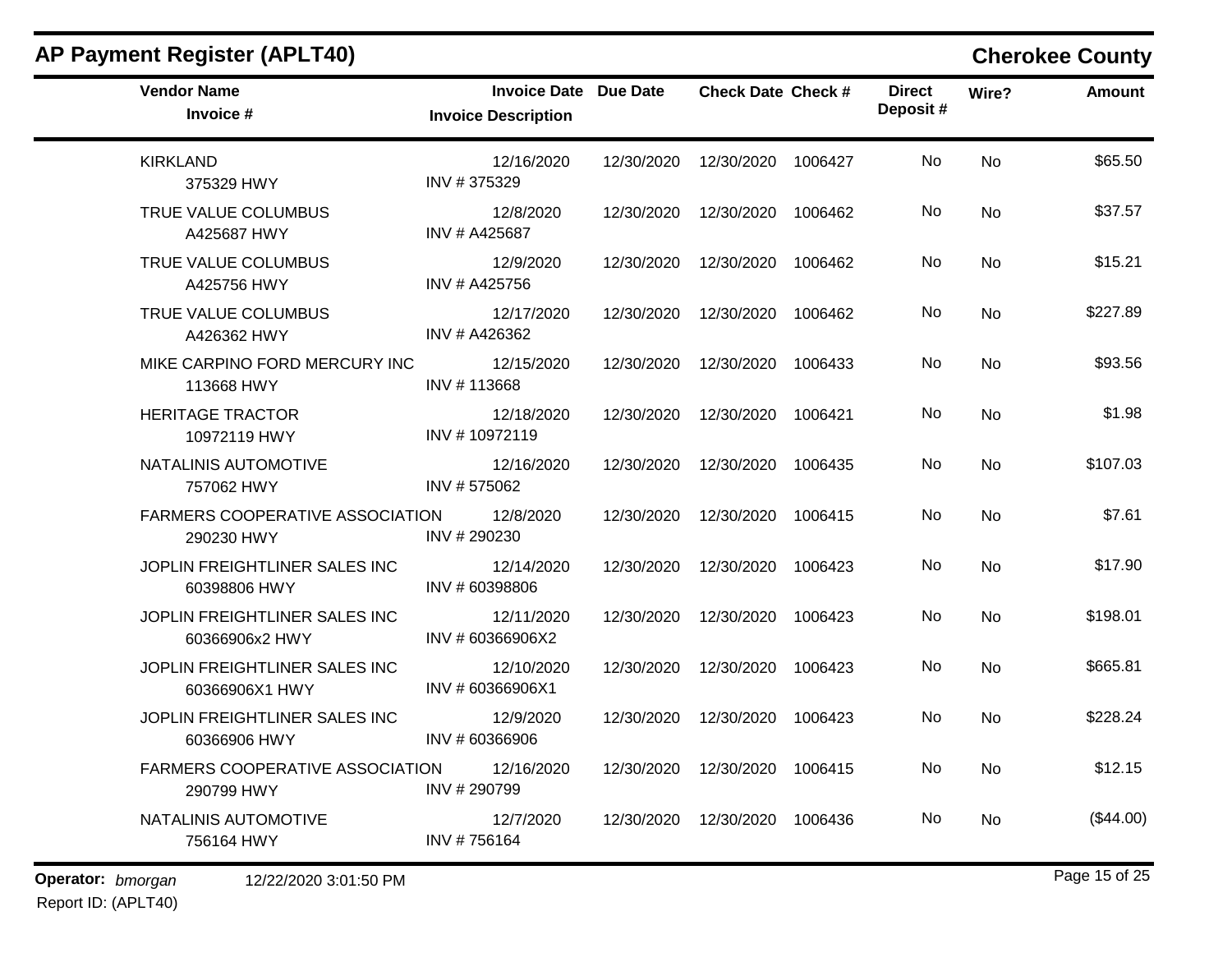# AP Payment Register (APLT40)

## Cherokee County

| Vendor Name / Invoice # | Invoice Date / Invoice Description | Due Date | Check Date | Check # | Direct Deposit # | Wire? | Amount |
|---|---|---|---|---|---|---|---|
| KIRKLAND<br>375329 HWY | 12/16/2020<br>INV # 375329 | 12/30/2020 | 12/30/2020 | 1006427 | No | No | $65.50 |
| TRUE VALUE COLUMBUS<br>A425687 HWY | 12/8/2020<br>INV # A425687 | 12/30/2020 | 12/30/2020 | 1006462 | No | No | $37.57 |
| TRUE VALUE COLUMBUS<br>A425756 HWY | 12/9/2020<br>INV # A425756 | 12/30/2020 | 12/30/2020 | 1006462 | No | No | $15.21 |
| TRUE VALUE COLUMBUS<br>A426362 HWY | 12/17/2020<br>INV # A426362 | 12/30/2020 | 12/30/2020 | 1006462 | No | No | $227.89 |
| MIKE CARPINO FORD MERCURY INC<br>113668 HWY | 12/15/2020<br>INV # 113668 | 12/30/2020 | 12/30/2020 | 1006433 | No | No | $93.56 |
| HERITAGE TRACTOR<br>10972119 HWY | 12/18/2020<br>INV # 10972119 | 12/30/2020 | 12/30/2020 | 1006421 | No | No | $1.98 |
| NATALINIS AUTOMOTIVE<br>757062 HWY | 12/16/2020<br>INV # 575062 | 12/30/2020 | 12/30/2020 | 1006435 | No | No | $107.03 |
| FARMERS COOPERATIVE ASSOCIATION<br>290230 HWY | 12/8/2020<br>INV # 290230 | 12/30/2020 | 12/30/2020 | 1006415 | No | No | $7.61 |
| JOPLIN FREIGHTLINER SALES INC<br>60398806 HWY | 12/14/2020<br>INV # 60398806 | 12/30/2020 | 12/30/2020 | 1006423 | No | No | $17.90 |
| JOPLIN FREIGHTLINER SALES INC<br>60366906x2 HWY | 12/11/2020<br>INV # 60366906X2 | 12/30/2020 | 12/30/2020 | 1006423 | No | No | $198.01 |
| JOPLIN FREIGHTLINER SALES INC<br>60366906X1 HWY | 12/10/2020<br>INV # 60366906X1 | 12/30/2020 | 12/30/2020 | 1006423 | No | No | $665.81 |
| JOPLIN FREIGHTLINER SALES INC<br>60366906 HWY | 12/9/2020<br>INV # 60366906 | 12/30/2020 | 12/30/2020 | 1006423 | No | No | $228.24 |
| FARMERS COOPERATIVE ASSOCIATION<br>290799 HWY | 12/16/2020<br>INV # 290799 | 12/30/2020 | 12/30/2020 | 1006415 | No | No | $12.15 |
| NATALINIS AUTOMOTIVE<br>756164 HWY | 12/7/2020<br>INV # 756164 | 12/30/2020 | 12/30/2020 | 1006436 | No | No | ($44.00) |

**Operator:** *bmorgan* 12/22/2020 3:01:50 PM

Report ID: (APLT40)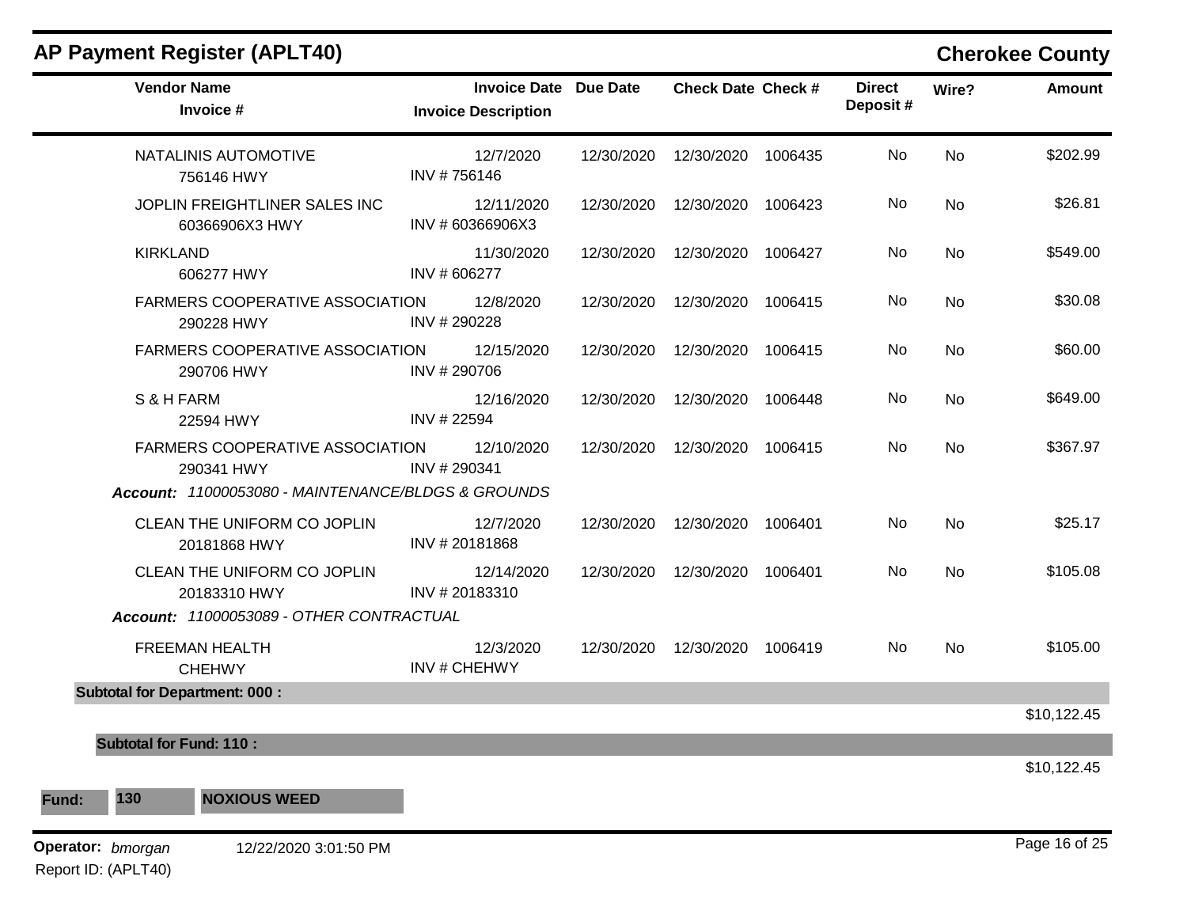## AP Payment Register (APLT40)

**Cherokee County**

| Vendor Name / Invoice # | Invoice Date / Invoice Description | Due Date | Check Date | Check # | Direct Deposit # | Wire? | Amount |
|---|---|---|---|---|---|---|---|
| NATALINIS AUTOMOTIVE<br>756146 HWY | 12/7/2020<br>INV # 756146 | 12/30/2020 | 12/30/2020 | 1006435 | No | No | $202.99 |
| JOPLIN FREIGHTLINER SALES INC<br>60366906X3 HWY | 12/11/2020<br>INV # 60366906X3 | 12/30/2020 | 12/30/2020 | 1006423 | No | No | $26.81 |
| KIRKLAND<br>606277 HWY | 11/30/2020<br>INV # 606277 | 12/30/2020 | 12/30/2020 | 1006427 | No | No | $549.00 |
| FARMERS COOPERATIVE ASSOCIATION<br>290228 HWY | 12/8/2020<br>INV # 290228 | 12/30/2020 | 12/30/2020 | 1006415 | No | No | $30.08 |
| FARMERS COOPERATIVE ASSOCIATION<br>290706 HWY | 12/15/2020<br>INV # 290706 | 12/30/2020 | 12/30/2020 | 1006415 | No | No | $60.00 |
| S & H FARM<br>22594 HWY | 12/16/2020<br>INV # 22594 | 12/30/2020 | 12/30/2020 | 1006448 | No | No | $649.00 |
| FARMERS COOPERATIVE ASSOCIATION<br>290341 HWY | 12/10/2020<br>INV # 290341 | 12/30/2020 | 12/30/2020 | 1006415 | No | No | $367.97 |
| ***Account:*** *11000053080 - MAINTENANCE/BLDGS & GROUNDS* | | | | | | | |
| CLEAN THE UNIFORM CO JOPLIN<br>20181868 HWY | 12/7/2020<br>INV # 20181868 | 12/30/2020 | 12/30/2020 | 1006401 | No | No | $25.17 |
| CLEAN THE UNIFORM CO JOPLIN<br>20183310 HWY | 12/14/2020<br>INV # 20183310 | 12/30/2020 | 12/30/2020 | 1006401 | No | No | $105.08 |
| ***Account:*** *11000053089 - OTHER CONTRACTUAL* | | | | | | | |
| FREEMAN HEALTH<br>CHEHWY | 12/3/2020<br>INV # CHEHWY | 12/30/2020 | 12/30/2020 | 1006419 | No | No | $105.00 |
| **Subtotal for Department: 000 :** | | | | | | | $10,122.45 |
| **Subtotal for Fund: 110 :** | | | | | | | $10,122.45 |

**Fund:** **130** **NOXIOUS WEED**

**Operator:** *bmorgan* 12/22/2020 3:01:50 PM

Report ID: (APLT40)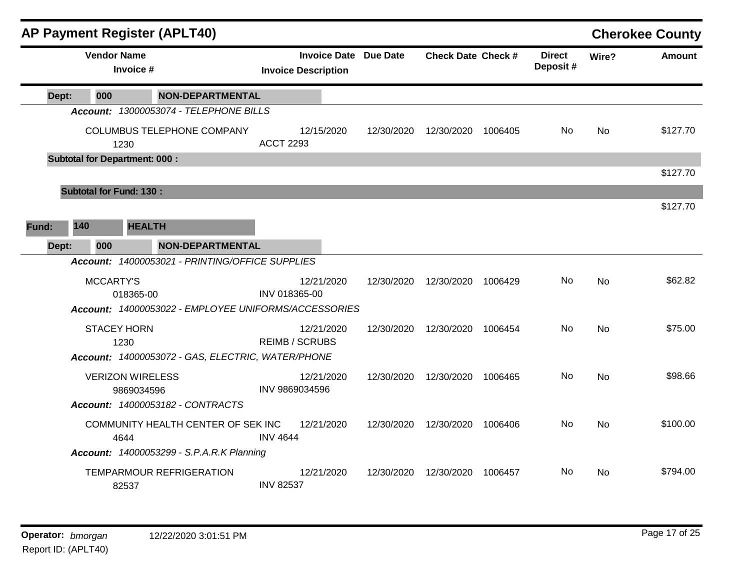## AP Payment Register (APLT40)

**Cherokee County**

| Vendor Name / Invoice # | Invoice Date / Invoice Description | Due Date | Check Date | Check # | Direct Deposit # | Wire? | Amount |
|---|---|---|---|---|---|---|---|
| **Dept: 000 NON-DEPARTMENTAL** | | | | | | | |
| ***Account: 13000053074 - TELEPHONE BILLS*** | | | | | | | |
| COLUMBUS TELEPHONE COMPANY 1230 | 12/15/2020 ACCT 2293 | 12/30/2020 | 12/30/2020 | 1006405 | No | No | $127.70 |
| **Subtotal for Department: 000 :** | | | | | | | $127.70 |
| **Subtotal for Fund: 130 :** | | | | | | | $127.70 |
| **Fund: 140 HEALTH** | | | | | | | |
| **Dept: 000 NON-DEPARTMENTAL** | | | | | | | |
| ***Account: 14000053021 - PRINTING/OFFICE SUPPLIES*** | | | | | | | |
| MCCARTY'S 018365-00 | 12/21/2020 INV 018365-00 | 12/30/2020 | 12/30/2020 | 1006429 | No | No | $62.82 |
| ***Account: 14000053022 - EMPLOYEE UNIFORMS/ACCESSORIES*** | | | | | | | |
| STACEY HORN 1230 | 12/21/2020 REIMB / SCRUBS | 12/30/2020 | 12/30/2020 | 1006454 | No | No | $75.00 |
| ***Account: 14000053072 - GAS, ELECTRIC, WATER/PHONE*** | | | | | | | |
| VERIZON WIRELESS 9869034596 | 12/21/2020 INV 9869034596 | 12/30/2020 | 12/30/2020 | 1006465 | No | No | $98.66 |
| ***Account: 14000053182 - CONTRACTS*** | | | | | | | |
| COMMUNITY HEALTH CENTER OF SEK INC 4644 | 12/21/2020 INV 4644 | 12/30/2020 | 12/30/2020 | 1006406 | No | No | $100.00 |
| ***Account: 14000053299 - S.P.A.R.K Planning*** | | | | | | | |
| TEMPARMOUR REFRIGERATION 82537 | 12/21/2020 INV 82537 | 12/30/2020 | 12/30/2020 | 1006457 | No | No | $794.00 |

**Operator:** *bmorgan* 12/22/2020 3:01:51 PM

Report ID: (APLT40)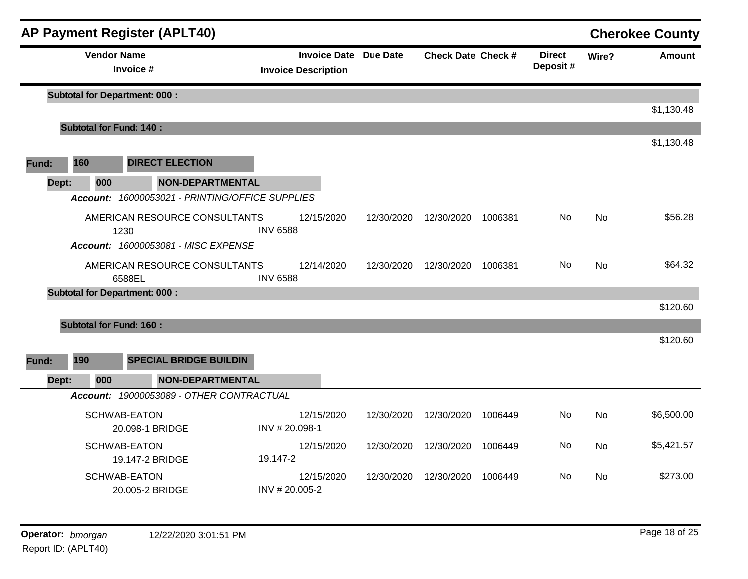# AP Payment Register (APLT40)

**Cherokee County**

| Vendor Name / Invoice # | Invoice Date / Invoice Description | Due Date | Check Date | Check # | Direct Deposit # | Wire? | Amount |
|---|---|---|---|---|---|---|---|
| **Subtotal for Department: 000 :** | | | | | | | $1,130.48 |
| **Subtotal for Fund: 140 :** | | | | | | | $1,130.48 |
| **Fund: 160 DIRECT ELECTION** | | | | | | | |
| **Dept: 000 NON-DEPARTMENTAL** | | | | | | | |
| ***Account: 16000053021 - PRINTING/OFFICE SUPPLIES*** | | | | | | | |
| AMERICAN RESOURCE CONSULTANTS 1230 | 12/15/2020 INV 6588 | 12/30/2020 | 12/30/2020 | 1006381 | No | No | $56.28 |
| ***Account: 16000053081 - MISC EXPENSE*** | | | | | | | |
| AMERICAN RESOURCE CONSULTANTS 6588EL | 12/14/2020 INV 6588 | 12/30/2020 | 12/30/2020 | 1006381 | No | No | $64.32 |
| **Subtotal for Department: 000 :** | | | | | | | $120.60 |
| **Subtotal for Fund: 160 :** | | | | | | | $120.60 |
| **Fund: 190 SPECIAL BRIDGE BUILDIN** | | | | | | | |
| **Dept: 000 NON-DEPARTMENTAL** | | | | | | | |
| ***Account: 19000053089 - OTHER CONTRACTUAL*** | | | | | | | |
| SCHWAB-EATON 20.098-1 BRIDGE | 12/15/2020 INV # 20.098-1 | 12/30/2020 | 12/30/2020 | 1006449 | No | No | $6,500.00 |
| SCHWAB-EATON 19.147-2 BRIDGE | 12/15/2020 19.147-2 | 12/30/2020 | 12/30/2020 | 1006449 | No | No | $5,421.57 |
| SCHWAB-EATON 20.005-2 BRIDGE | 12/15/2020 INV # 20.005-2 | 12/30/2020 | 12/30/2020 | 1006449 | No | No | $273.00 |

**Operator:** *bmorgan* 12/22/2020 3:01:51 PM

Report ID: (APLT40)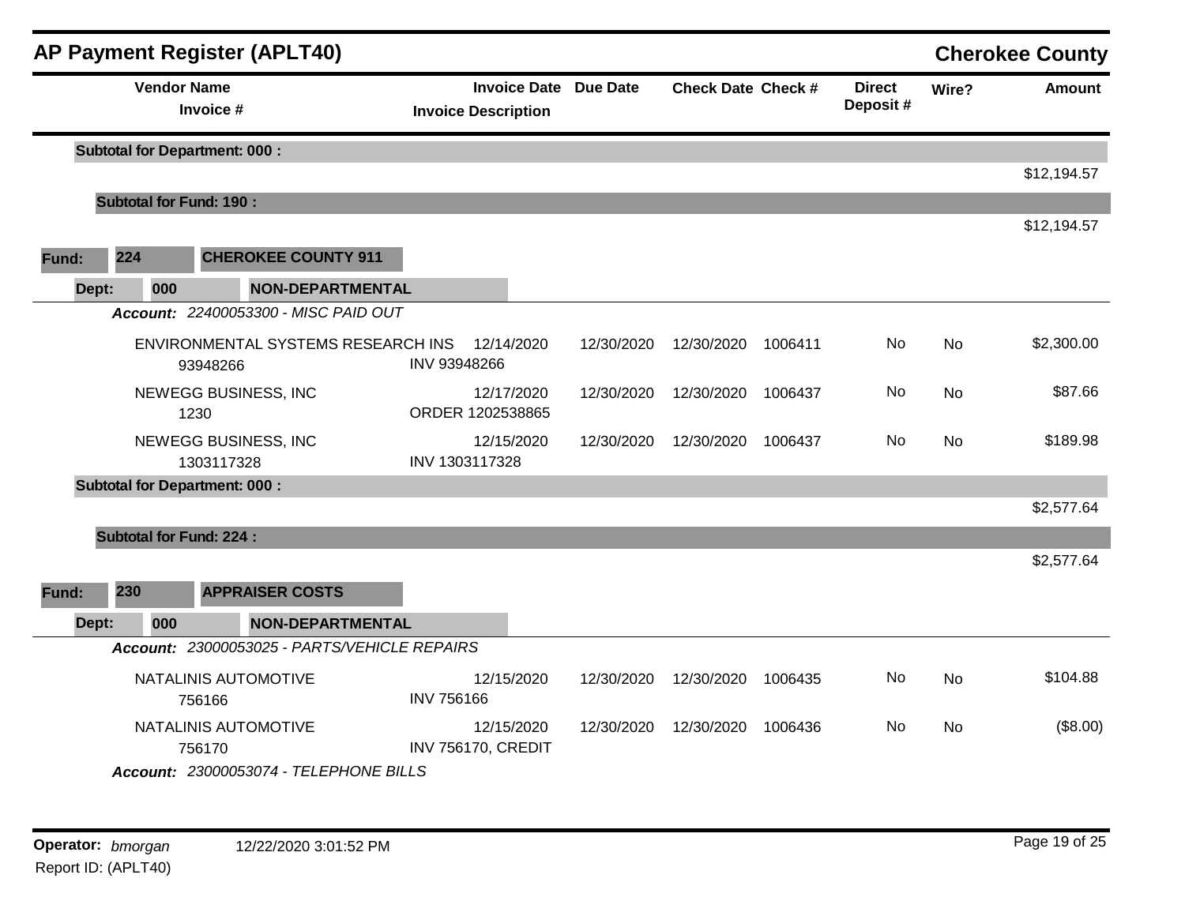## AP Payment Register (APLT40)

**Cherokee County**

| Vendor Name / Invoice # | Invoice Date / Invoice Description | Due Date | Check Date | Check # | Direct Deposit # | Wire? | Amount |
|---|---|---|---|---|---|---|---|
| **Subtotal for Department: 000 :** | | | | | | | $12,194.57 |
| **Subtotal for Fund: 190 :** | | | | | | | $12,194.57 |

**Fund: 224 CHEROKEE COUNTY 911**

**Dept: 000 NON-DEPARTMENTAL**

***Account:*** *22400053300 - MISC PAID OUT*

| Vendor Name / Invoice # | Invoice Date / Invoice Description | Due Date | Check Date | Check # | Direct Deposit # | Wire? | Amount |
|---|---|---|---|---|---|---|---|
| ENVIRONMENTAL SYSTEMS RESEARCH INS / 93948266 | 12/14/2020 / INV 93948266 | 12/30/2020 | 12/30/2020 | 1006411 | No | No | $2,300.00 |
| NEWEGG BUSINESS, INC / 1230 | 12/17/2020 / ORDER 1202538865 | 12/30/2020 | 12/30/2020 | 1006437 | No | No | $87.66 |
| NEWEGG BUSINESS, INC / 1303117328 | 12/15/2020 / INV 1303117328 | 12/30/2020 | 12/30/2020 | 1006437 | No | No | $189.98 |
| **Subtotal for Department: 000 :** | | | | | | | $2,577.64 |
| **Subtotal for Fund: 224 :** | | | | | | | $2,577.64 |

**Fund: 230 APPRAISER COSTS**

**Dept: 000 NON-DEPARTMENTAL**

***Account:*** *23000053025 - PARTS/VEHICLE REPAIRS*

| Vendor Name / Invoice # | Invoice Date / Invoice Description | Due Date | Check Date | Check # | Direct Deposit # | Wire? | Amount |
|---|---|---|---|---|---|---|---|
| NATALINIS AUTOMOTIVE / 756166 | 12/15/2020 / INV 756166 | 12/30/2020 | 12/30/2020 | 1006435 | No | No | $104.88 |
| NATALINIS AUTOMOTIVE / 756170 | 12/15/2020 / INV 756170, CREDIT | 12/30/2020 | 12/30/2020 | 1006436 | No | No | ($8.00) |

***Account:*** *23000053074 - TELEPHONE BILLS*

**Operator:** *bmorgan* 12/22/2020 3:01:52 PM

Report ID: (APLT40)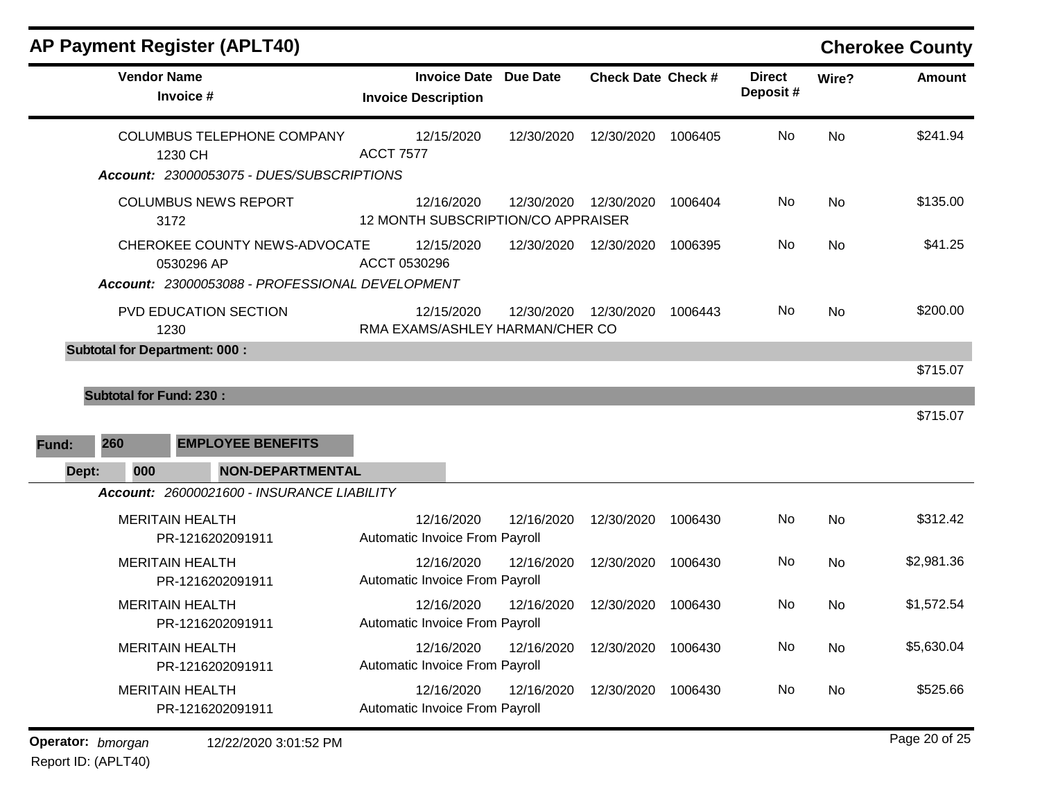## AP Payment Register (APLT40)

**Cherokee County**

| Vendor Name / Invoice # | Invoice Date / Invoice Description | Due Date | Check Date | Check # | Direct Deposit # | Wire? | Amount |
|---|---|---|---|---|---|---|---|
| COLUMBUS TELEPHONE COMPANY<br>1230 CH | 12/15/2020<br>ACCT 7577 | 12/30/2020 | 12/30/2020 | 1006405 | No | No | $241.94 |
| ***Account:** 23000053075 - DUES/SUBSCRIPTIONS* | | | | | | | |
| COLUMBUS NEWS REPORT<br>3172 | 12/16/2020<br>12 MONTH SUBSCRIPTION/CO APPRAISER | 12/30/2020 | 12/30/2020 | 1006404 | No | No | $135.00 |
| CHEROKEE COUNTY NEWS-ADVOCATE<br>0530296 AP | 12/15/2020<br>ACCT 0530296 | 12/30/2020 | 12/30/2020 | 1006395 | No | No | $41.25 |
| ***Account:** 23000053088 - PROFESSIONAL DEVELOPMENT* | | | | | | | |
| PVD EDUCATION SECTION<br>1230 | 12/15/2020<br>RMA EXAMS/ASHLEY HARMAN/CHER CO | 12/30/2020 | 12/30/2020 | 1006443 | No | No | $200.00 |
| **Subtotal for Department: 000 :** | | | | | | | $715.07 |
| **Subtotal for Fund: 230 :** | | | | | | | $715.07 |

**Fund:** 260 **EMPLOYEE BENEFITS**

**Dept:** 000 **NON-DEPARTMENTAL**

| Vendor Name / Invoice # | Invoice Date / Invoice Description | Due Date | Check Date | Check # | Direct Deposit # | Wire? | Amount |
|---|---|---|---|---|---|---|---|
| ***Account:** 26000021600 - INSURANCE LIABILITY* | | | | | | | |
| MERITAIN HEALTH<br>PR-1216202091911 | 12/16/2020<br>Automatic Invoice From Payroll | 12/16/2020 | 12/30/2020 | 1006430 | No | No | $312.42 |
| MERITAIN HEALTH<br>PR-1216202091911 | 12/16/2020<br>Automatic Invoice From Payroll | 12/16/2020 | 12/30/2020 | 1006430 | No | No | $2,981.36 |
| MERITAIN HEALTH<br>PR-1216202091911 | 12/16/2020<br>Automatic Invoice From Payroll | 12/16/2020 | 12/30/2020 | 1006430 | No | No | $1,572.54 |
| MERITAIN HEALTH<br>PR-1216202091911 | 12/16/2020<br>Automatic Invoice From Payroll | 12/16/2020 | 12/30/2020 | 1006430 | No | No | $5,630.04 |
| MERITAIN HEALTH<br>PR-1216202091911 | 12/16/2020<br>Automatic Invoice From Payroll | 12/16/2020 | 12/30/2020 | 1006430 | No | No | $525.66 |

**Operator:** *bmorgan* 12/22/2020 3:01:52 PM

Report ID: (APLT40)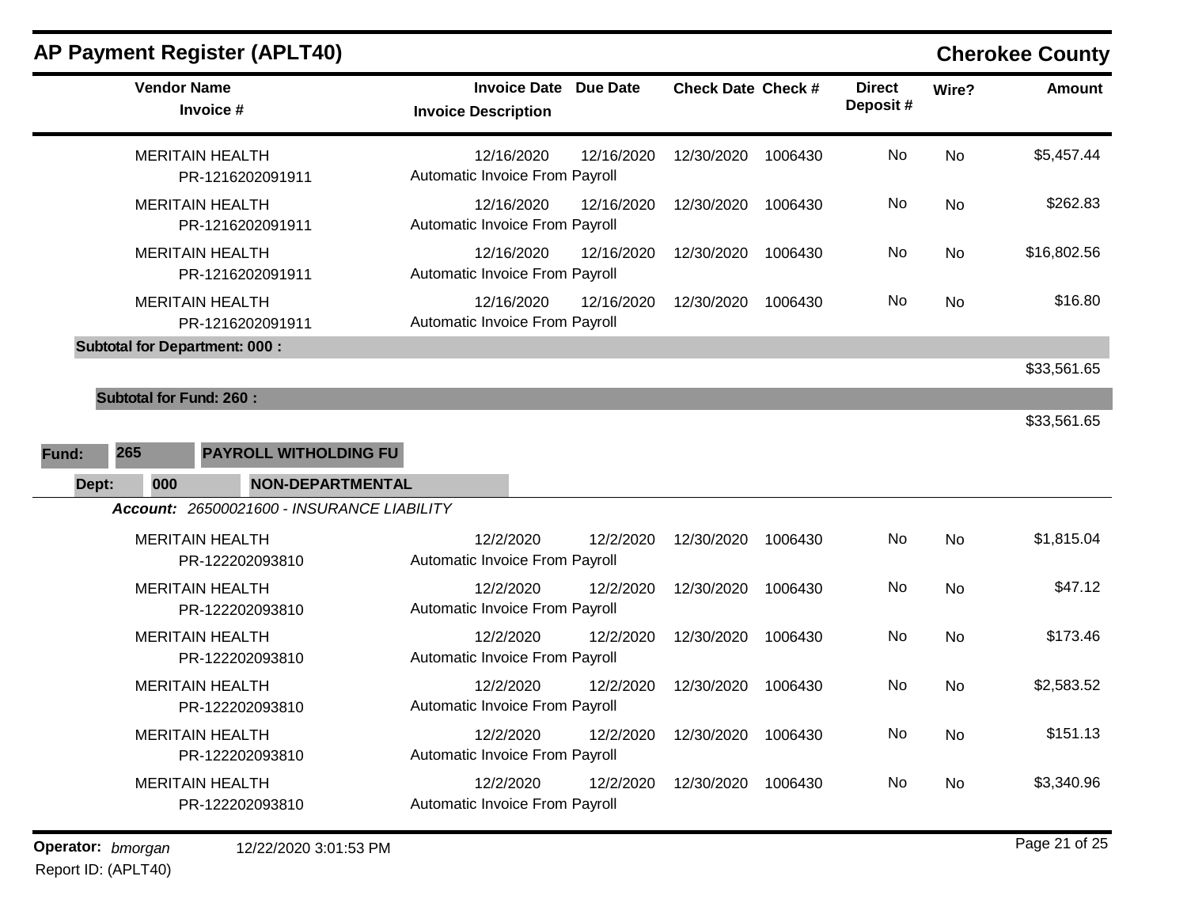# AP Payment Register (APLT40)

**Cherokee County**

| Vendor Name / Invoice # | Invoice Date / Invoice Description | Due Date | Check Date | Check # | Direct Deposit # | Wire? | Amount |
|---|---|---|---|---|---|---|---|
| MERITAIN HEALTH<br>PR-1216202091911 | 12/16/2020<br>Automatic Invoice From Payroll | 12/16/2020 | 12/30/2020 | 1006430 | No | No | $5,457.44 |
| MERITAIN HEALTH<br>PR-1216202091911 | 12/16/2020<br>Automatic Invoice From Payroll | 12/16/2020 | 12/30/2020 | 1006430 | No | No | $262.83 |
| MERITAIN HEALTH<br>PR-1216202091911 | 12/16/2020<br>Automatic Invoice From Payroll | 12/16/2020 | 12/30/2020 | 1006430 | No | No | $16,802.56 |
| MERITAIN HEALTH<br>PR-1216202091911 | 12/16/2020<br>Automatic Invoice From Payroll | 12/16/2020 | 12/30/2020 | 1006430 | No | No | $16.80 |
| **Subtotal for Department: 000 :** | | | | | | | $33,561.65 |
| **Subtotal for Fund: 260 :** | | | | | | | $33,561.65 |

**Fund:** 265 **PAYROLL WITHOLDING FU**

**Dept:** 000 **NON-DEPARTMENTAL**

***Account:*** *26500021600 - INSURANCE LIABILITY*

| Vendor Name / Invoice # | Invoice Date / Invoice Description | Due Date | Check Date | Check # | Direct Deposit # | Wire? | Amount |
|---|---|---|---|---|---|---|---|
| MERITAIN HEALTH<br>PR-122202093810 | 12/2/2020<br>Automatic Invoice From Payroll | 12/2/2020 | 12/30/2020 | 1006430 | No | No | $1,815.04 |
| MERITAIN HEALTH<br>PR-122202093810 | 12/2/2020<br>Automatic Invoice From Payroll | 12/2/2020 | 12/30/2020 | 1006430 | No | No | $47.12 |
| MERITAIN HEALTH<br>PR-122202093810 | 12/2/2020<br>Automatic Invoice From Payroll | 12/2/2020 | 12/30/2020 | 1006430 | No | No | $173.46 |
| MERITAIN HEALTH<br>PR-122202093810 | 12/2/2020<br>Automatic Invoice From Payroll | 12/2/2020 | 12/30/2020 | 1006430 | No | No | $2,583.52 |
| MERITAIN HEALTH<br>PR-122202093810 | 12/2/2020<br>Automatic Invoice From Payroll | 12/2/2020 | 12/30/2020 | 1006430 | No | No | $151.13 |
| MERITAIN HEALTH<br>PR-122202093810 | 12/2/2020<br>Automatic Invoice From Payroll | 12/2/2020 | 12/30/2020 | 1006430 | No | No | $3,340.96 |

**Operator:** *bmorgan* 12/22/2020 3:01:53 PM

Report ID: (APLT40)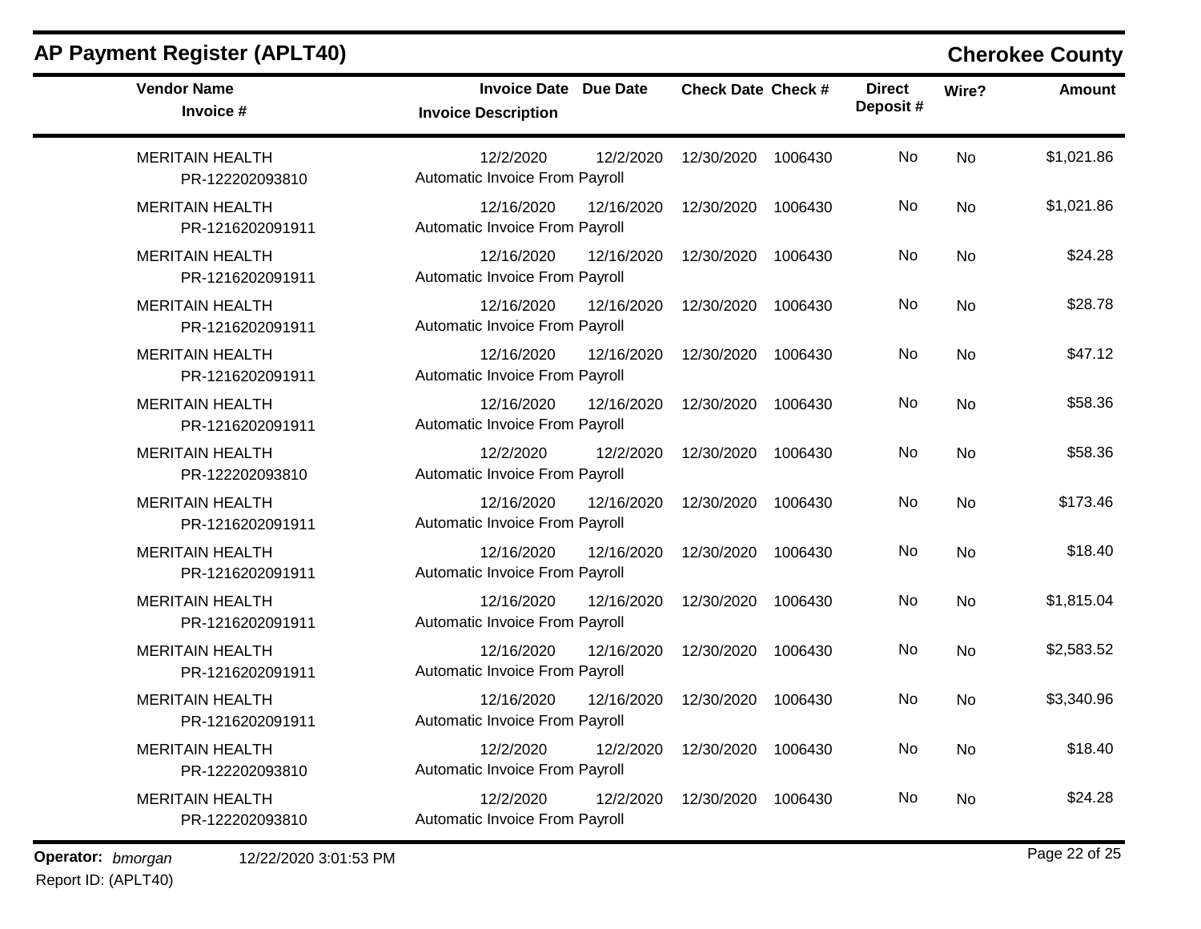# AP Payment Register (APLT40)

## Cherokee County

| Vendor Name / Invoice # | Invoice Date / Invoice Description | Due Date | Check Date | Check # | Direct Deposit # | Wire? | Amount |
|---|---|---|---|---|---|---|---|
| MERITAIN HEALTH<br>PR-122202093810 | 12/2/2020<br>Automatic Invoice From Payroll | 12/2/2020 | 12/30/2020 | 1006430 | No | No | $1,021.86 |
| MERITAIN HEALTH<br>PR-1216202091911 | 12/16/2020<br>Automatic Invoice From Payroll | 12/16/2020 | 12/30/2020 | 1006430 | No | No | $1,021.86 |
| MERITAIN HEALTH<br>PR-1216202091911 | 12/16/2020<br>Automatic Invoice From Payroll | 12/16/2020 | 12/30/2020 | 1006430 | No | No | $24.28 |
| MERITAIN HEALTH<br>PR-1216202091911 | 12/16/2020<br>Automatic Invoice From Payroll | 12/16/2020 | 12/30/2020 | 1006430 | No | No | $28.78 |
| MERITAIN HEALTH<br>PR-1216202091911 | 12/16/2020<br>Automatic Invoice From Payroll | 12/16/2020 | 12/30/2020 | 1006430 | No | No | $47.12 |
| MERITAIN HEALTH<br>PR-1216202091911 | 12/16/2020<br>Automatic Invoice From Payroll | 12/16/2020 | 12/30/2020 | 1006430 | No | No | $58.36 |
| MERITAIN HEALTH<br>PR-122202093810 | 12/2/2020<br>Automatic Invoice From Payroll | 12/2/2020 | 12/30/2020 | 1006430 | No | No | $58.36 |
| MERITAIN HEALTH<br>PR-1216202091911 | 12/16/2020<br>Automatic Invoice From Payroll | 12/16/2020 | 12/30/2020 | 1006430 | No | No | $173.46 |
| MERITAIN HEALTH<br>PR-1216202091911 | 12/16/2020<br>Automatic Invoice From Payroll | 12/16/2020 | 12/30/2020 | 1006430 | No | No | $18.40 |
| MERITAIN HEALTH<br>PR-1216202091911 | 12/16/2020<br>Automatic Invoice From Payroll | 12/16/2020 | 12/30/2020 | 1006430 | No | No | $1,815.04 |
| MERITAIN HEALTH<br>PR-1216202091911 | 12/16/2020<br>Automatic Invoice From Payroll | 12/16/2020 | 12/30/2020 | 1006430 | No | No | $2,583.52 |
| MERITAIN HEALTH<br>PR-1216202091911 | 12/16/2020<br>Automatic Invoice From Payroll | 12/16/2020 | 12/30/2020 | 1006430 | No | No | $3,340.96 |
| MERITAIN HEALTH<br>PR-122202093810 | 12/2/2020<br>Automatic Invoice From Payroll | 12/2/2020 | 12/30/2020 | 1006430 | No | No | $18.40 |
| MERITAIN HEALTH<br>PR-122202093810 | 12/2/2020<br>Automatic Invoice From Payroll | 12/2/2020 | 12/30/2020 | 1006430 | No | No | $24.28 |

**Operator:** *bmorgan* 12/22/2020 3:01:53 PM

Report ID: (APLT40)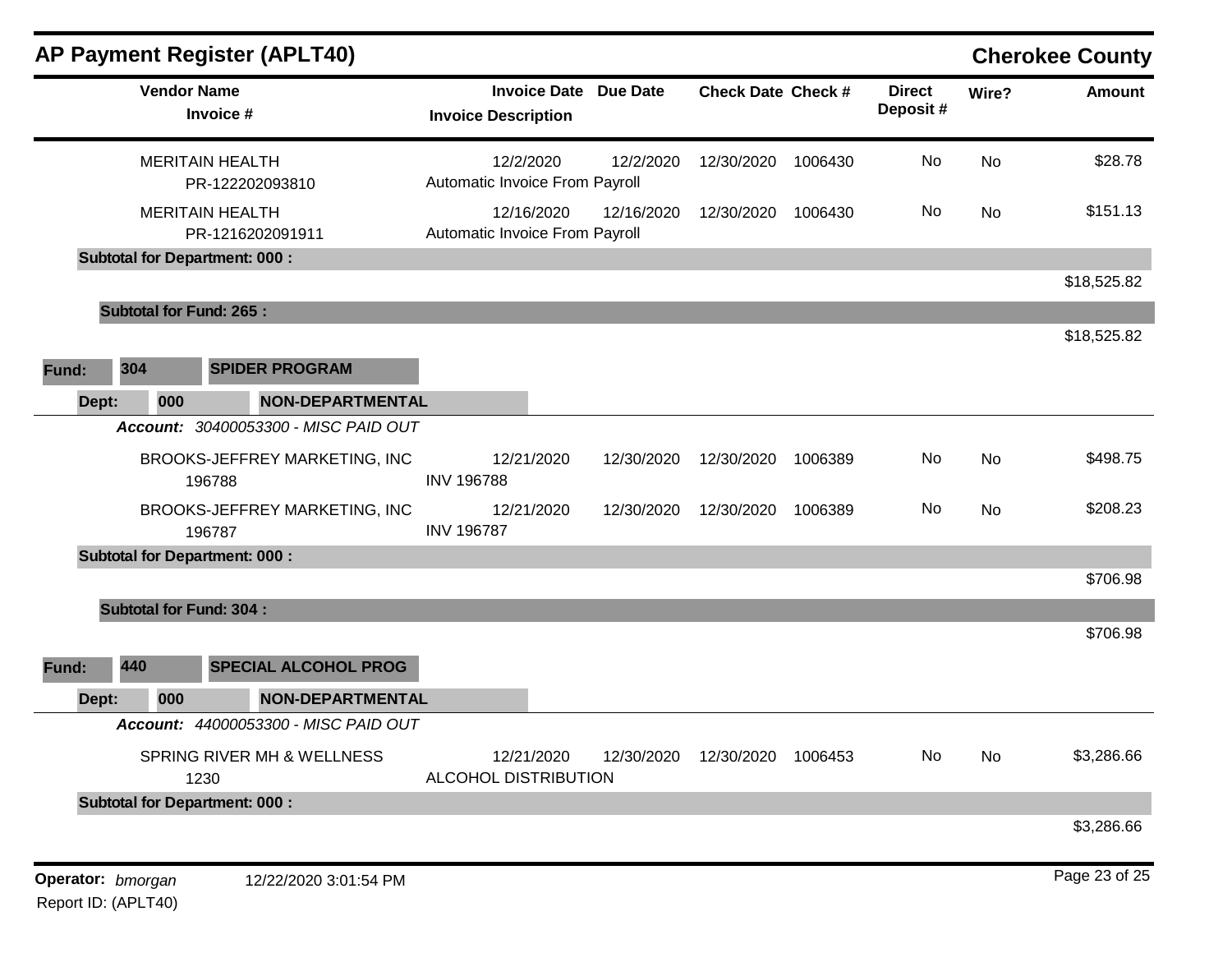# AP Payment Register (APLT40)

**Cherokee County**

| Vendor Name / Invoice # | Invoice Date / Invoice Description | Due Date | Check Date | Check # | Direct Deposit # | Wire? | Amount |
|---|---|---|---|---|---|---|---|
| MERITAIN HEALTH<br>PR-122202093810 | 12/2/2020<br>Automatic Invoice From Payroll | 12/2/2020 | 12/30/2020 | 1006430 | No | No | $28.78 |
| MERITAIN HEALTH<br>PR-1216202091911 | 12/16/2020<br>Automatic Invoice From Payroll | 12/16/2020 | 12/30/2020 | 1006430 | No | No | $151.13 |
| **Subtotal for Department: 000 :** | | | | | | | $18,525.82 |
| **Subtotal for Fund: 265 :** | | | | | | | $18,525.82 |

**Fund: 304 SPIDER PROGRAM**

**Dept: 000 NON-DEPARTMENTAL**

***Account:*** *30400053300 - MISC PAID OUT*

| Vendor Name / Invoice # | Invoice Date / Invoice Description | Due Date | Check Date | Check # | Direct Deposit # | Wire? | Amount |
|---|---|---|---|---|---|---|---|
| BROOKS-JEFFREY MARKETING, INC<br>196788 | 12/21/2020<br>INV 196788 | 12/30/2020 | 12/30/2020 | 1006389 | No | No | $498.75 |
| BROOKS-JEFFREY MARKETING, INC<br>196787 | 12/21/2020<br>INV 196787 | 12/30/2020 | 12/30/2020 | 1006389 | No | No | $208.23 |
| **Subtotal for Department: 000 :** | | | | | | | $706.98 |
| **Subtotal for Fund: 304 :** | | | | | | | $706.98 |

**Fund: 440 SPECIAL ALCOHOL PROG**

**Dept: 000 NON-DEPARTMENTAL**

***Account:*** *44000053300 - MISC PAID OUT*

| Vendor Name / Invoice # | Invoice Date / Invoice Description | Due Date | Check Date | Check # | Direct Deposit # | Wire? | Amount |
|---|---|---|---|---|---|---|---|
| SPRING RIVER MH & WELLNESS<br>1230 | 12/21/2020<br>ALCOHOL DISTRIBUTION | 12/30/2020 | 12/30/2020 | 1006453 | No | No | $3,286.66 |
| **Subtotal for Department: 000 :** | | | | | | | $3,286.66 |

**Operator:** *bmorgan* 12/22/2020 3:01:54 PM

Report ID: (APLT40)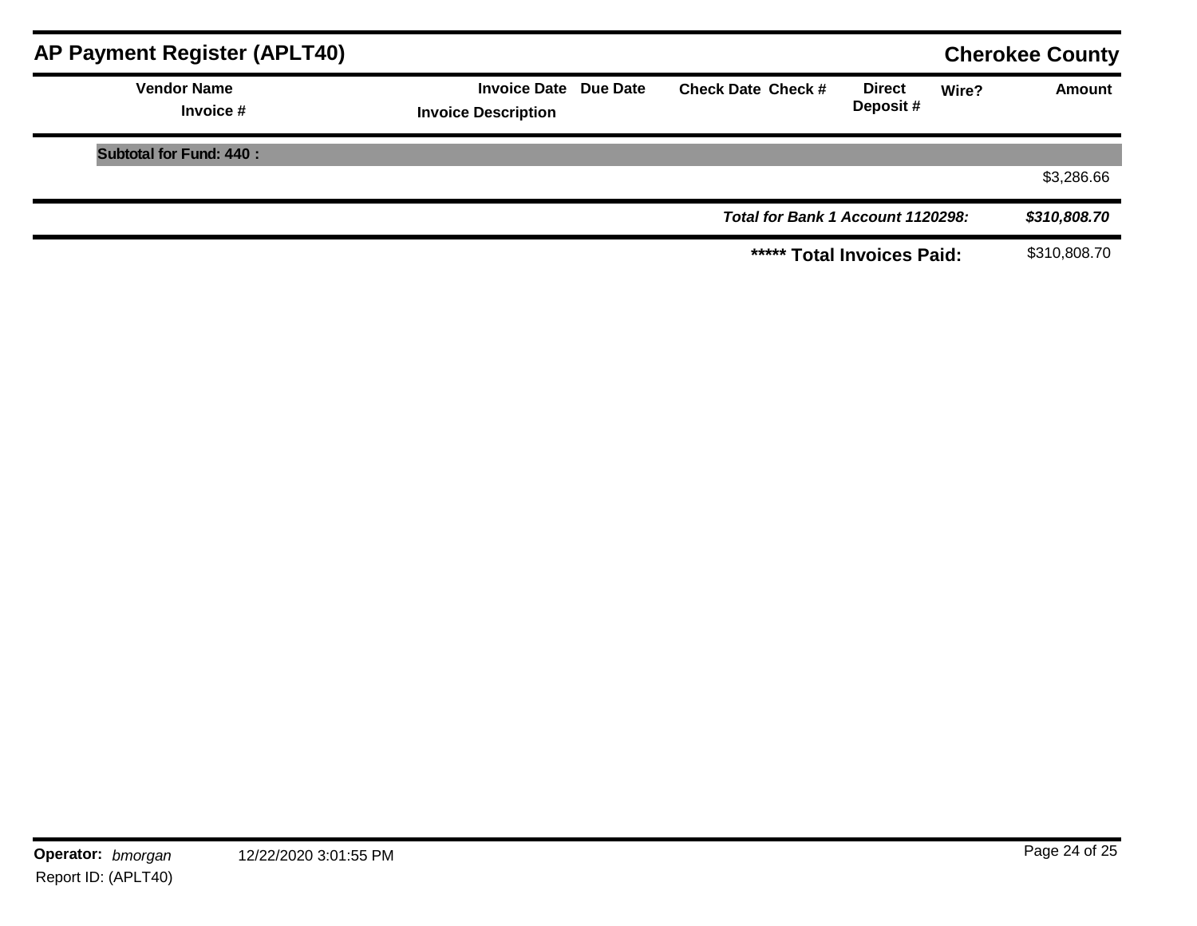| Vendor Name<br>Invoice # | Invoice Date<br>Invoice Description | Due Date | Check Date | Check # | Direct Deposit # | Wire? | Amount |
|---|---|---|---|---|---|---|---|
| **Subtotal for Fund: 440 :** | | | | | | | |
| | | | | | | | $3,286.66 |
| | | | | | ***Total for Bank 1 Account 1120298:*** | | ***$310,808.70*** |
| | | | | | **\*\*\*\*\* Total Invoices Paid:** | | $310,808.70 |

**Operator:** *bmorgan* 12/22/2020 3:01:55 PM

Report ID: (APLT40)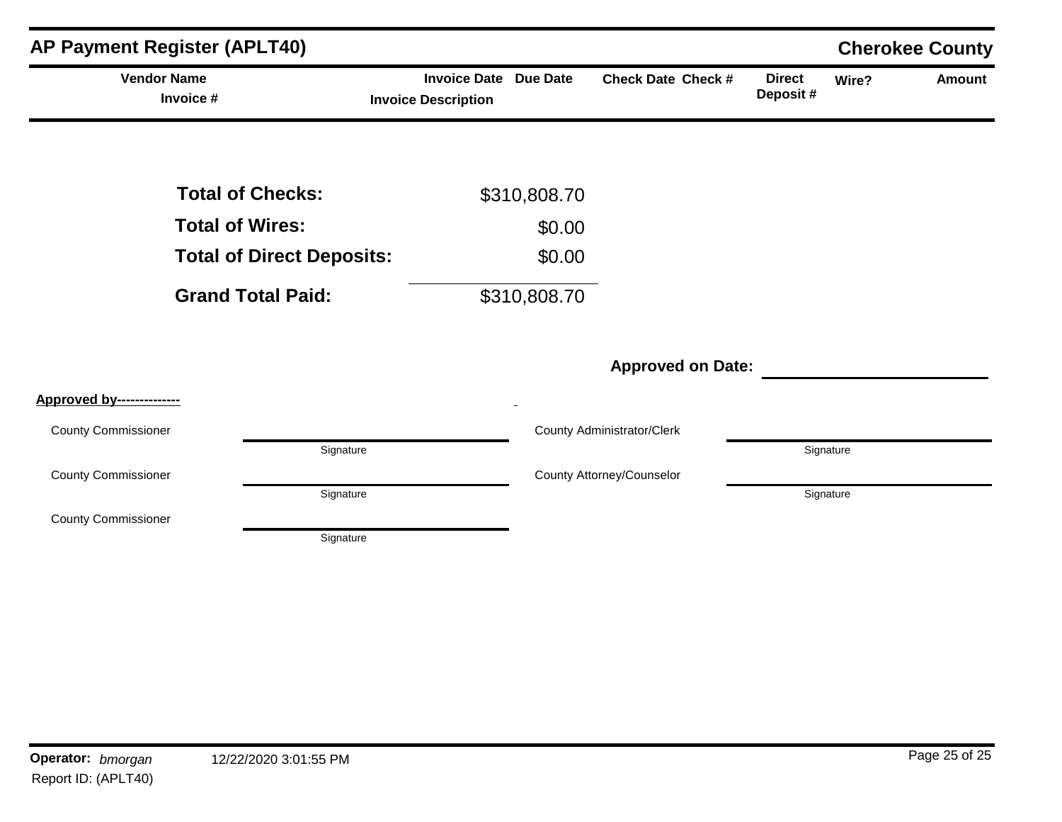# AP Payment Register (APLT40)

**Cherokee County**

| Vendor Name / Invoice # | Invoice Date / Invoice Description | Due Date | Check Date | Check # | Direct Deposit # | Wire? | Amount |
|---|---|---|---|---|---|---|---|

| | |
|---|---|
| **Total of Checks:** | $310,808.70 |
| **Total of Wires:** | $0.00 |
| **Total of Direct Deposits:** | $0.00 |
| **Grand Total Paid:** | $310,808.70 |

**Approved on Date:** ______________________

**Approved by--------------**

County Commissioner ______________________
Signature

County Administrator/Clerk ______________________
Signature

County Commissioner ______________________
Signature

County Attorney/Counselor ______________________
Signature

County Commissioner ______________________
Signature

**Operator:** *bmorgan* 12/22/2020 3:01:55 PM

Report ID: (APLT40)